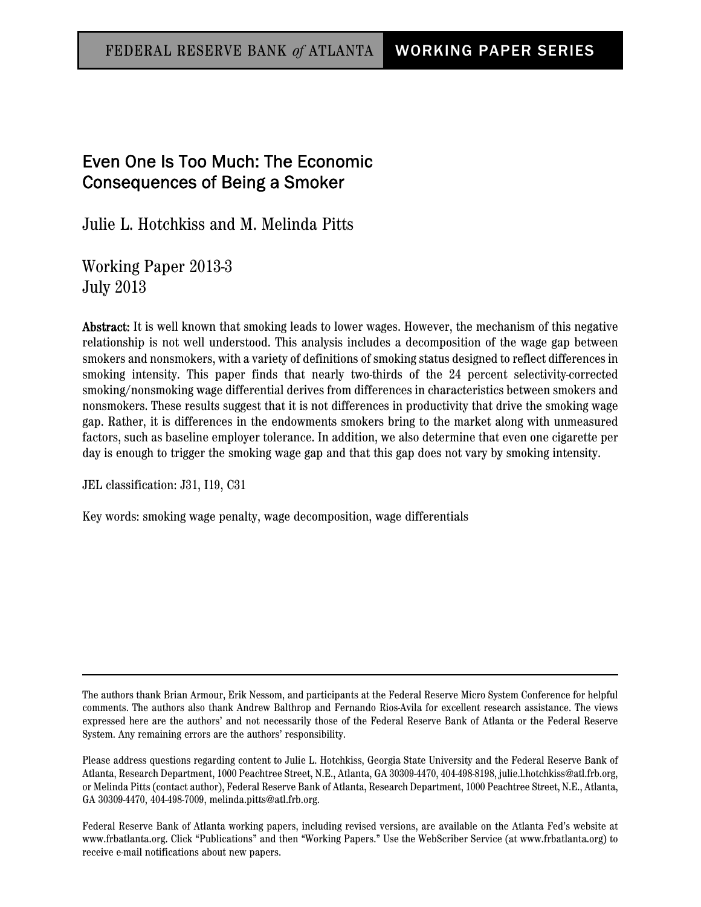FEDERAL RESERVE BANK *of* ATLANTA | WORKING PAPER SERIES

# Even One Is Too Much: The Economic Consequences of Being a Smoker

Julie L. Hotchkiss and M. Melinda Pitts

Working Paper 2013-3
July 2013

**Abstract:** It is well known that smoking leads to lower wages. However, the mechanism of this negative relationship is not well understood. This analysis includes a decomposition of the wage gap between smokers and nonsmokers, with a variety of definitions of smoking status designed to reflect differences in smoking intensity. This paper finds that nearly two-thirds of the 24 percent selectivity-corrected smoking/nonsmoking wage differential derives from differences in characteristics between smokers and nonsmokers. These results suggest that it is not differences in productivity that drive the smoking wage gap. Rather, it is differences in the endowments smokers bring to the market along with unmeasured factors, such as baseline employer tolerance. In addition, we also determine that even one cigarette per day is enough to trigger the smoking wage gap and that this gap does not vary by smoking intensity.

JEL classification: J31, I19, C31

Key words: smoking wage penalty, wage decomposition, wage differentials

---

The authors thank Brian Armour, Erik Nessom, and participants at the Federal Reserve Micro System Conference for helpful comments. The authors also thank Andrew Balthrop and Fernando Rios-Avila for excellent research assistance. The views expressed here are the authors' and not necessarily those of the Federal Reserve Bank of Atlanta or the Federal Reserve System. Any remaining errors are the authors' responsibility.

Please address questions regarding content to Julie L. Hotchkiss, Georgia State University and the Federal Reserve Bank of Atlanta, Research Department, 1000 Peachtree Street, N.E., Atlanta, GA 30309-4470, 404-498-8198, julie.l.hotchkiss@atl.frb.org, or Melinda Pitts (contact author), Federal Reserve Bank of Atlanta, Research Department, 1000 Peachtree Street, N.E., Atlanta, GA 30309-4470, 404-498-7009, melinda.pitts@atl.frb.org.

Federal Reserve Bank of Atlanta working papers, including revised versions, are available on the Atlanta Fed's website at www.frbatlanta.org. Click "Publications" and then "Working Papers." Use the WebScriber Service (at www.frbatlanta.org) to receive e-mail notifications about new papers.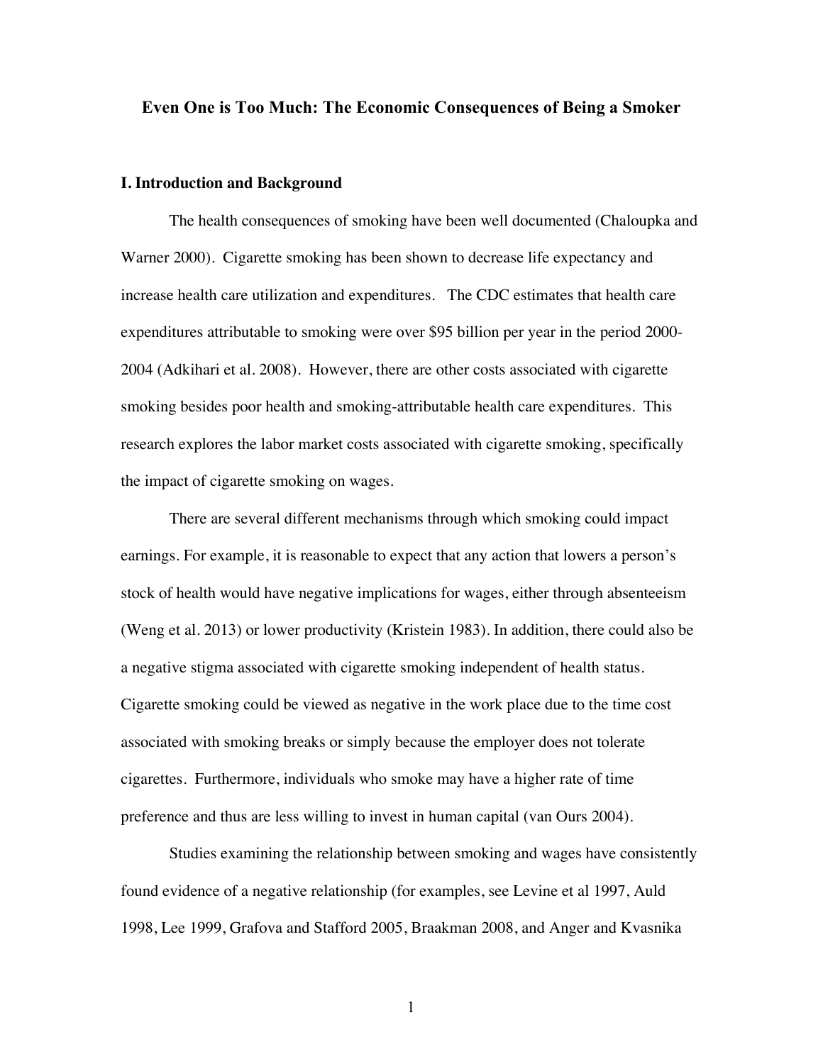## Even One is Too Much: The Economic Consequences of Being a Smoker

### I. Introduction and Background

The health consequences of smoking have been well documented (Chaloupka and Warner 2000). Cigarette smoking has been shown to decrease life expectancy and increase health care utilization and expenditures. The CDC estimates that health care expenditures attributable to smoking were over $95 billion per year in the period 2000-2004 (Adkihari et al. 2008). However, there are other costs associated with cigarette smoking besides poor health and smoking-attributable health care expenditures. This research explores the labor market costs associated with cigarette smoking, specifically the impact of cigarette smoking on wages.

There are several different mechanisms through which smoking could impact earnings. For example, it is reasonable to expect that any action that lowers a person's stock of health would have negative implications for wages, either through absenteeism (Weng et al. 2013) or lower productivity (Kristein 1983). In addition, there could also be a negative stigma associated with cigarette smoking independent of health status. Cigarette smoking could be viewed as negative in the work place due to the time cost associated with smoking breaks or simply because the employer does not tolerate cigarettes. Furthermore, individuals who smoke may have a higher rate of time preference and thus are less willing to invest in human capital (van Ours 2004).

Studies examining the relationship between smoking and wages have consistently found evidence of a negative relationship (for examples, see Levine et al 1997, Auld 1998, Lee 1999, Grafova and Stafford 2005, Braakman 2008, and Anger and Kvasnika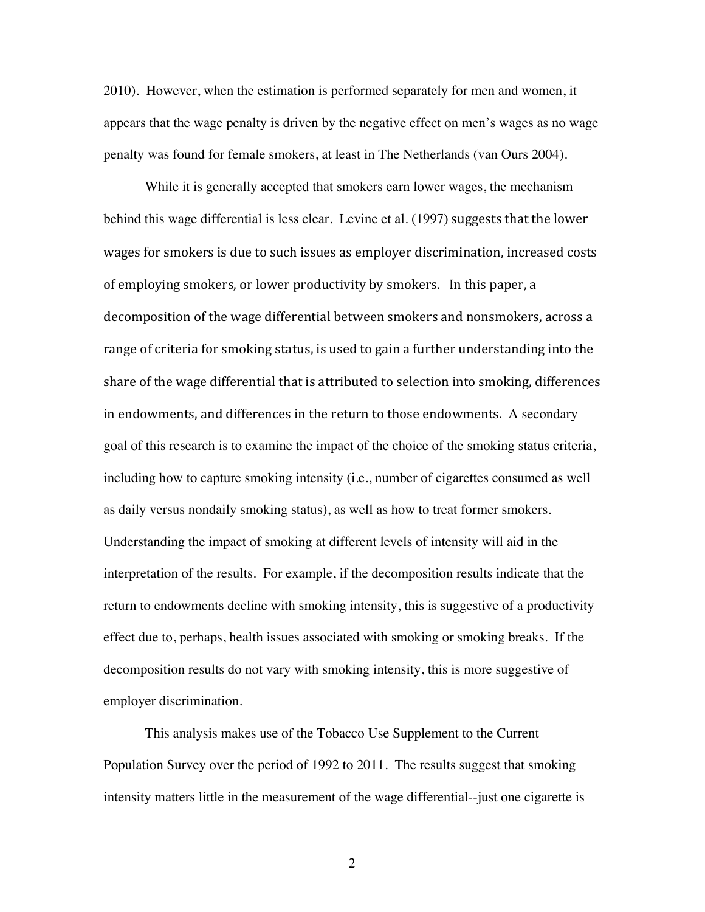2010). However, when the estimation is performed separately for men and women, it appears that the wage penalty is driven by the negative effect on men's wages as no wage penalty was found for female smokers, at least in The Netherlands (van Ours 2004).

While it is generally accepted that smokers earn lower wages, the mechanism behind this wage differential is less clear. Levine et al. (1997) suggests that the lower wages for smokers is due to such issues as employer discrimination, increased costs of employing smokers, or lower productivity by smokers. In this paper, a decomposition of the wage differential between smokers and nonsmokers, across a range of criteria for smoking status, is used to gain a further understanding into the share of the wage differential that is attributed to selection into smoking, differences in endowments, and differences in the return to those endowments. A secondary goal of this research is to examine the impact of the choice of the smoking status criteria, including how to capture smoking intensity (i.e., number of cigarettes consumed as well as daily versus nondaily smoking status), as well as how to treat former smokers. Understanding the impact of smoking at different levels of intensity will aid in the interpretation of the results. For example, if the decomposition results indicate that the return to endowments decline with smoking intensity, this is suggestive of a productivity effect due to, perhaps, health issues associated with smoking or smoking breaks. If the decomposition results do not vary with smoking intensity, this is more suggestive of employer discrimination.

This analysis makes use of the Tobacco Use Supplement to the Current Population Survey over the period of 1992 to 2011. The results suggest that smoking intensity matters little in the measurement of the wage differential--just one cigarette is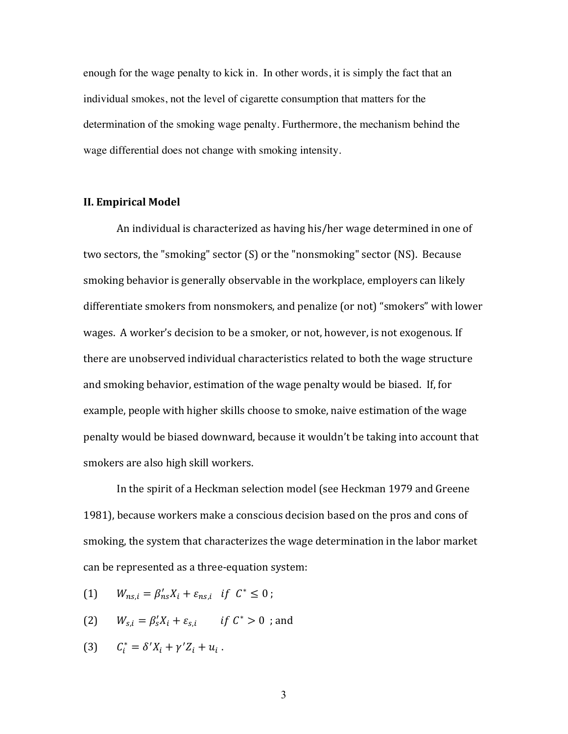enough for the wage penalty to kick in. In other words, it is simply the fact that an individual smokes, not the level of cigarette consumption that matters for the determination of the smoking wage penalty. Furthermore, the mechanism behind the wage differential does not change with smoking intensity.

## II. Empirical Model

An individual is characterized as having his/her wage determined in one of two sectors, the "smoking" sector (S) or the "nonsmoking" sector (NS). Because smoking behavior is generally observable in the workplace, employers can likely differentiate smokers from nonsmokers, and penalize (or not) "smokers" with lower wages. A worker's decision to be a smoker, or not, however, is not exogenous. If there are unobserved individual characteristics related to both the wage structure and smoking behavior, estimation of the wage penalty would be biased. If, for example, people with higher skills choose to smoke, naive estimation of the wage penalty would be biased downward, because it wouldn't be taking into account that smokers are also high skill workers.

In the spirit of a Heckman selection model (see Heckman 1979 and Greene 1981), because workers make a conscious decision based on the pros and cons of smoking, the system that characterizes the wage determination in the labor market can be represented as a three-equation system:

(1) $W_{ns,i} = \beta_{ns}' X_i + \varepsilon_{ns,i} \quad if \;\; C^* \leq 0$ ;

(2) $W_{s,i} = \beta_s' X_i + \varepsilon_{s,i} \qquad if \;\; C^* > 0$ ; and

(3) $C_i^* = \delta' X_i + \gamma' Z_i + u_i$ .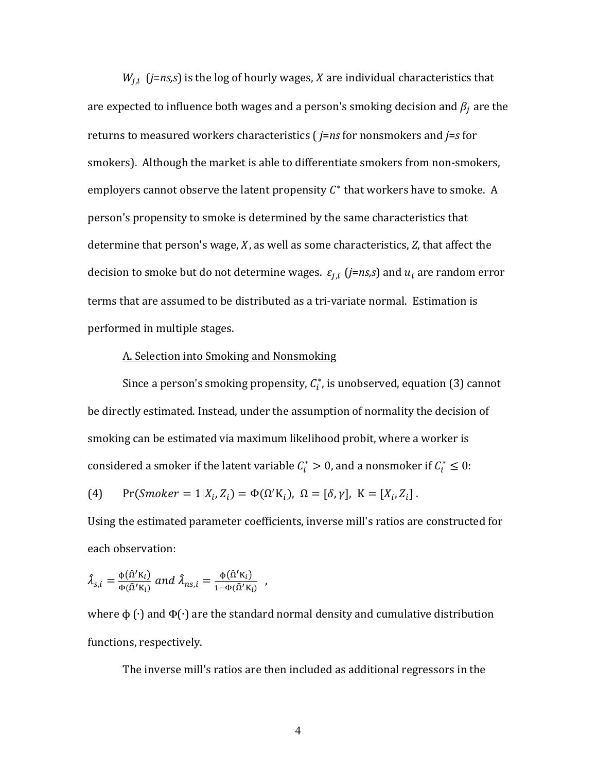$W_{j,i}$ ($j$=*ns,s*) is the log of hourly wages, $X$ are individual characteristics that are expected to influence both wages and a person's smoking decision and $\beta_j$ are the returns to measured workers characteristics ( *j=ns* for nonsmokers and *j=s* for smokers). Although the market is able to differentiate smokers from non-smokers, employers cannot observe the latent propensity $C^*$ that workers have to smoke. A person's propensity to smoke is determined by the same characteristics that determine that person's wage, $X$, as well as some characteristics, $Z$, that affect the decision to smoke but do not determine wages. $\varepsilon_{j,i}$ ($j$=*ns,s*) and $u_i$ are random error terms that are assumed to be distributed as a tri-variate normal. Estimation is performed in multiple stages.

A. Selection into Smoking and Nonsmoking

Since a person's smoking propensity, $C_i^*$, is unobserved, equation (3) cannot be directly estimated. Instead, under the assumption of normality the decision of smoking can be estimated via maximum likelihood probit, where a worker is considered a smoker if the latent variable $C_i^* > 0$, and a nonsmoker if $C_i^* \leq 0$:

$$\text{(4)} \qquad \Pr(Smoker = 1|X_i, Z_i) = \Phi(\Omega' \mathrm{K}_i), \;\; \Omega = [\delta, \gamma], \;\; \mathrm{K} = [X_i, Z_i] .$$

Using the estimated parameter coefficients, inverse mill's ratios are constructed for each observation:

$$\hat{\lambda}_{s,i} = \frac{\phi(\hat{\Omega}' \mathrm{K}_i)}{\Phi(\hat{\Omega}' \mathrm{K}_i)} \; and \; \hat{\lambda}_{ns,i} = \frac{\phi(\hat{\Omega}' \mathrm{K}_i)}{1 - \Phi(\hat{\Omega}' \mathrm{K}_i)} \;\; ,$$

where $\phi(\cdot)$ and $\Phi(\cdot)$ are the standard normal density and cumulative distribution functions, respectively.

The inverse mill's ratios are then included as additional regressors in the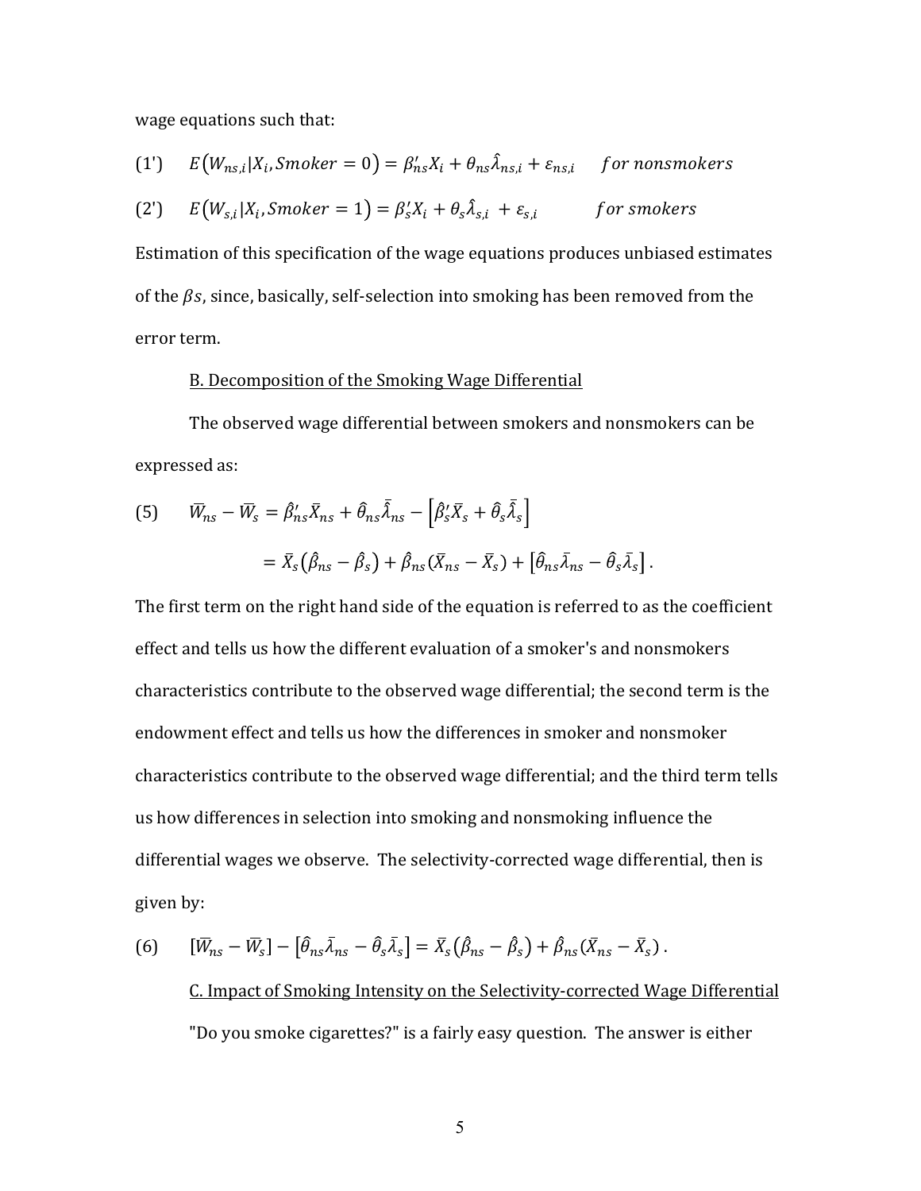wage equations such that:

$$(1') \qquad E\left(W_{ns,i}|X_i, Smoker = 0\right) = \beta'_{ns}X_i + \theta_{ns}\hat{\lambda}_{ns,i} + \varepsilon_{ns,i} \qquad for\ nonsmokers$$

$$(2') \qquad E\left(W_{s,i}|X_i, Smoker = 1\right) = \beta'_{s}X_i + \theta_{s}\hat{\lambda}_{s,i} + \varepsilon_{s,i} \qquad for\ smokers$$

Estimation of this specification of the wage equations produces unbiased estimates of the $\beta s$, since, basically, self-selection into smoking has been removed from the error term.

B. Decomposition of the Smoking Wage Differential

The observed wage differential between smokers and nonsmokers can be expressed as:

$$(5) \qquad \overline{W}_{ns} - \overline{W}_{s} = \hat{\beta}'_{ns}\bar{X}_{ns} + \hat{\theta}_{ns}\bar{\hat{\lambda}}_{ns} - \left[\hat{\beta}'_{s}\bar{X}_{s} + \hat{\theta}_{s}\bar{\hat{\lambda}}_{s}\right]$$

$$= \bar{X}_{s}\left(\hat{\beta}_{ns} - \hat{\beta}_{s}\right) + \hat{\beta}_{ns}(\bar{X}_{ns} - \bar{X}_{s}) + \left[\hat{\theta}_{ns}\bar{\lambda}_{ns} - \hat{\theta}_{s}\bar{\lambda}_{s}\right].$$

The first term on the right hand side of the equation is referred to as the coefficient effect and tells us how the different evaluation of a smoker's and nonsmokers characteristics contribute to the observed wage differential; the second term is the endowment effect and tells us how the differences in smoker and nonsmoker characteristics contribute to the observed wage differential; and the third term tells us how differences in selection into smoking and nonsmoking influence the differential wages we observe. The selectivity-corrected wage differential, then is given by:

$$(6) \qquad [\overline{W}_{ns} - \overline{W}_{s}] - \left[\hat{\theta}_{ns}\bar{\lambda}_{ns} - \hat{\theta}_{s}\bar{\lambda}_{s}\right] = \bar{X}_{s}\left(\hat{\beta}_{ns} - \hat{\beta}_{s}\right) + \hat{\beta}_{ns}(\bar{X}_{ns} - \bar{X}_{s}).$$

C. Impact of Smoking Intensity on the Selectivity-corrected Wage Differential

"Do you smoke cigarettes?" is a fairly easy question. The answer is either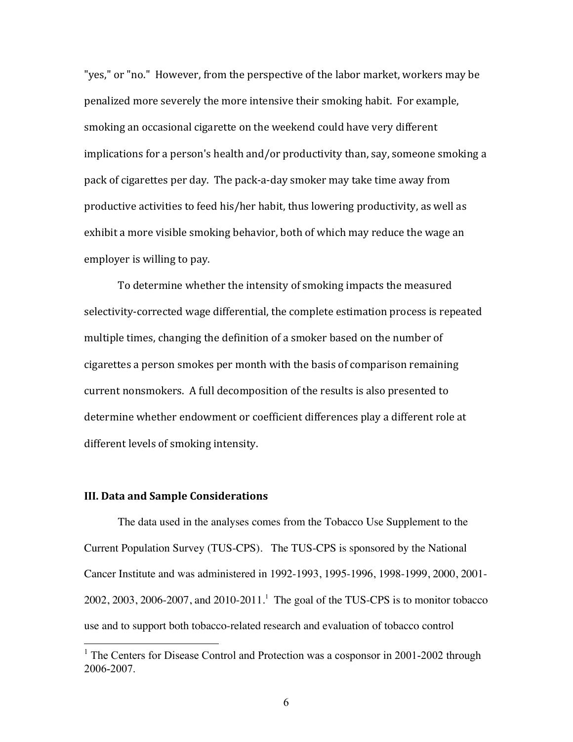"yes," or "no." However, from the perspective of the labor market, workers may be penalized more severely the more intensive their smoking habit. For example, smoking an occasional cigarette on the weekend could have very different implications for a person's health and/or productivity than, say, someone smoking a pack of cigarettes per day. The pack-a-day smoker may take time away from productive activities to feed his/her habit, thus lowering productivity, as well as exhibit a more visible smoking behavior, both of which may reduce the wage an employer is willing to pay.

To determine whether the intensity of smoking impacts the measured selectivity-corrected wage differential, the complete estimation process is repeated multiple times, changing the definition of a smoker based on the number of cigarettes a person smokes per month with the basis of comparison remaining current nonsmokers. A full decomposition of the results is also presented to determine whether endowment or coefficient differences play a different role at different levels of smoking intensity.

### III. Data and Sample Considerations

The data used in the analyses comes from the Tobacco Use Supplement to the Current Population Survey (TUS-CPS). The TUS-CPS is sponsored by the National Cancer Institute and was administered in 1992-1993, 1995-1996, 1998-1999, 2000, 2001-2002, 2003, 2006-2007, and 2010-2011.[1] The goal of the TUS-CPS is to monitor tobacco use and to support both tobacco-related research and evaluation of tobacco control

[1] The Centers for Disease Control and Protection was a cosponsor in 2001-2002 through 2006-2007.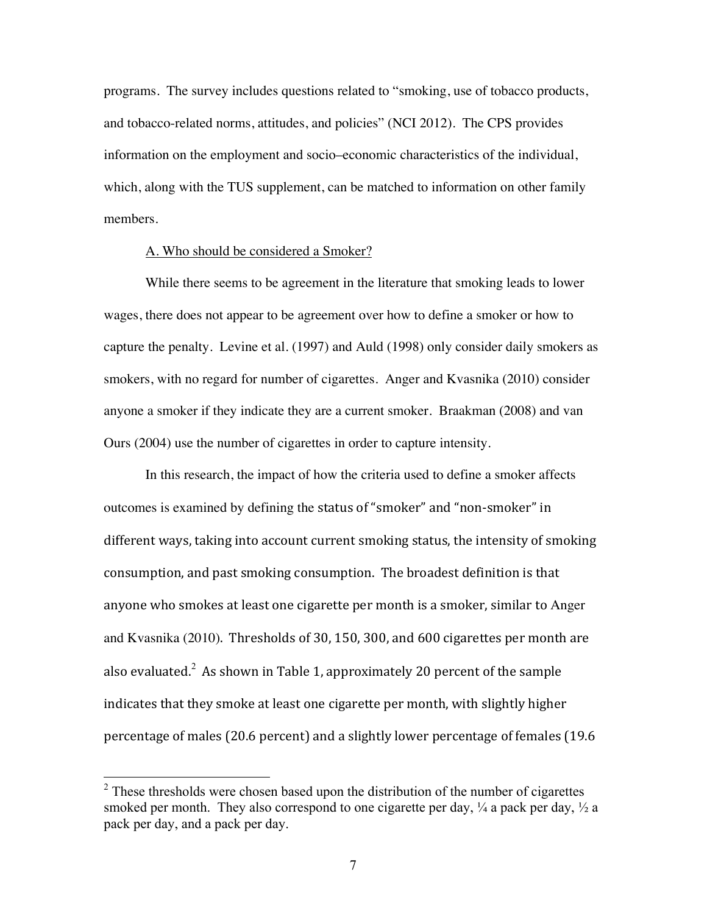programs. The survey includes questions related to "smoking, use of tobacco products, and tobacco-related norms, attitudes, and policies" (NCI 2012). The CPS provides information on the employment and socio–economic characteristics of the individual, which, along with the TUS supplement, can be matched to information on other family members.

A. Who should be considered a Smoker?

While there seems to be agreement in the literature that smoking leads to lower wages, there does not appear to be agreement over how to define a smoker or how to capture the penalty. Levine et al. (1997) and Auld (1998) only consider daily smokers as smokers, with no regard for number of cigarettes. Anger and Kvasnika (2010) consider anyone a smoker if they indicate they are a current smoker. Braakman (2008) and van Ours (2004) use the number of cigarettes in order to capture intensity.

In this research, the impact of how the criteria used to define a smoker affects outcomes is examined by defining the status of "smoker" and "non-smoker" in different ways, taking into account current smoking status, the intensity of smoking consumption, and past smoking consumption. The broadest definition is that anyone who smokes at least one cigarette per month is a smoker, similar to Anger and Kvasnika (2010). Thresholds of 30, 150, 300, and 600 cigarettes per month are also evaluated.[2] As shown in Table 1, approximately 20 percent of the sample indicates that they smoke at least one cigarette per month, with slightly higher percentage of males (20.6 percent) and a slightly lower percentage of females (19.6

[2] These thresholds were chosen based upon the distribution of the number of cigarettes smoked per month. They also correspond to one cigarette per day, ¼ a pack per day, ½ a pack per day, and a pack per day.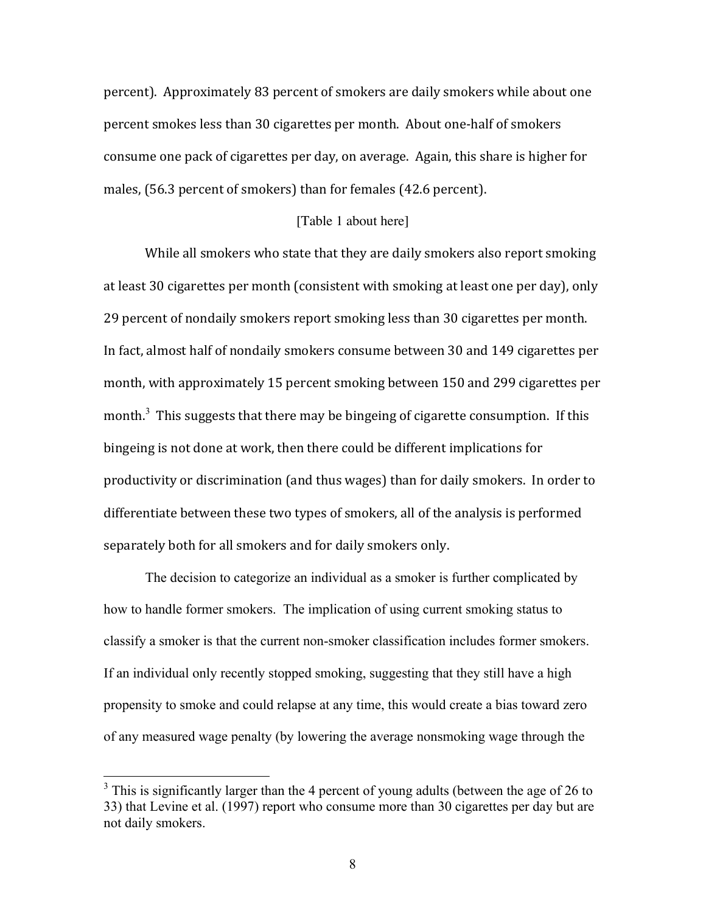percent). Approximately 83 percent of smokers are daily smokers while about one percent smokes less than 30 cigarettes per month. About one-half of smokers consume one pack of cigarettes per day, on average. Again, this share is higher for males, (56.3 percent of smokers) than for females (42.6 percent).

[Table 1 about here]

While all smokers who state that they are daily smokers also report smoking at least 30 cigarettes per month (consistent with smoking at least one per day), only 29 percent of nondaily smokers report smoking less than 30 cigarettes per month. In fact, almost half of nondaily smokers consume between 30 and 149 cigarettes per month, with approximately 15 percent smoking between 150 and 299 cigarettes per month.[3] This suggests that there may be bingeing of cigarette consumption. If this bingeing is not done at work, then there could be different implications for productivity or discrimination (and thus wages) than for daily smokers. In order to differentiate between these two types of smokers, all of the analysis is performed separately both for all smokers and for daily smokers only.

The decision to categorize an individual as a smoker is further complicated by how to handle former smokers. The implication of using current smoking status to classify a smoker is that the current non-smoker classification includes former smokers. If an individual only recently stopped smoking, suggesting that they still have a high propensity to smoke and could relapse at any time, this would create a bias toward zero of any measured wage penalty (by lowering the average nonsmoking wage through the

[3] This is significantly larger than the 4 percent of young adults (between the age of 26 to 33) that Levine et al. (1997) report who consume more than 30 cigarettes per day but are not daily smokers.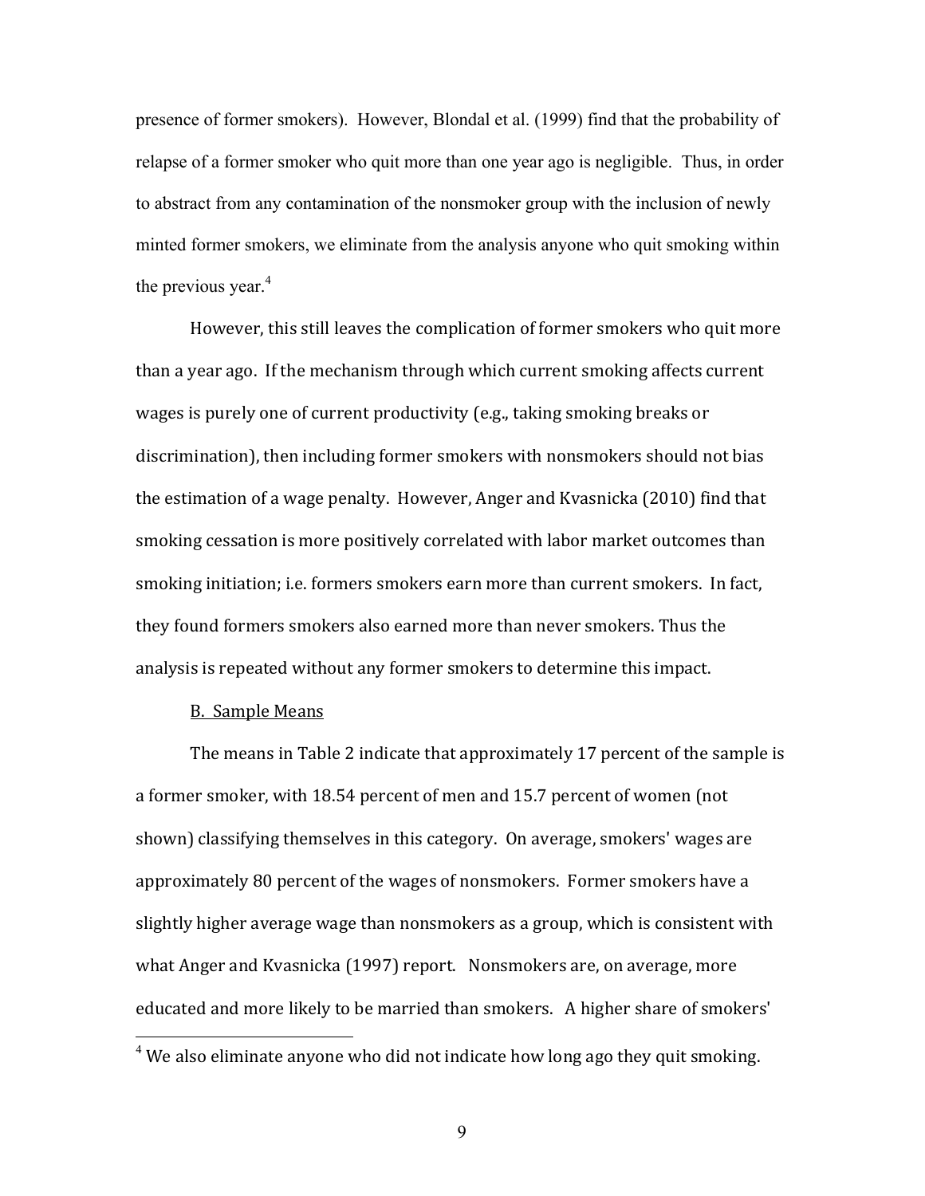presence of former smokers). However, Blondal et al. (1999) find that the probability of relapse of a former smoker who quit more than one year ago is negligible. Thus, in order to abstract from any contamination of the nonsmoker group with the inclusion of newly minted former smokers, we eliminate from the analysis anyone who quit smoking within the previous year.[4]

However, this still leaves the complication of former smokers who quit more than a year ago. If the mechanism through which current smoking affects current wages is purely one of current productivity (e.g., taking smoking breaks or discrimination), then including former smokers with nonsmokers should not bias the estimation of a wage penalty. However, Anger and Kvasnicka (2010) find that smoking cessation is more positively correlated with labor market outcomes than smoking initiation; i.e. formers smokers earn more than current smokers. In fact, they found formers smokers also earned more than never smokers. Thus the analysis is repeated without any former smokers to determine this impact.

B. Sample Means

The means in Table 2 indicate that approximately 17 percent of the sample is a former smoker, with 18.54 percent of men and 15.7 percent of women (not shown) classifying themselves in this category. On average, smokers' wages are approximately 80 percent of the wages of nonsmokers. Former smokers have a slightly higher average wage than nonsmokers as a group, which is consistent with what Anger and Kvasnicka (1997) report. Nonsmokers are, on average, more educated and more likely to be married than smokers. A higher share of smokers'

[4] We also eliminate anyone who did not indicate how long ago they quit smoking.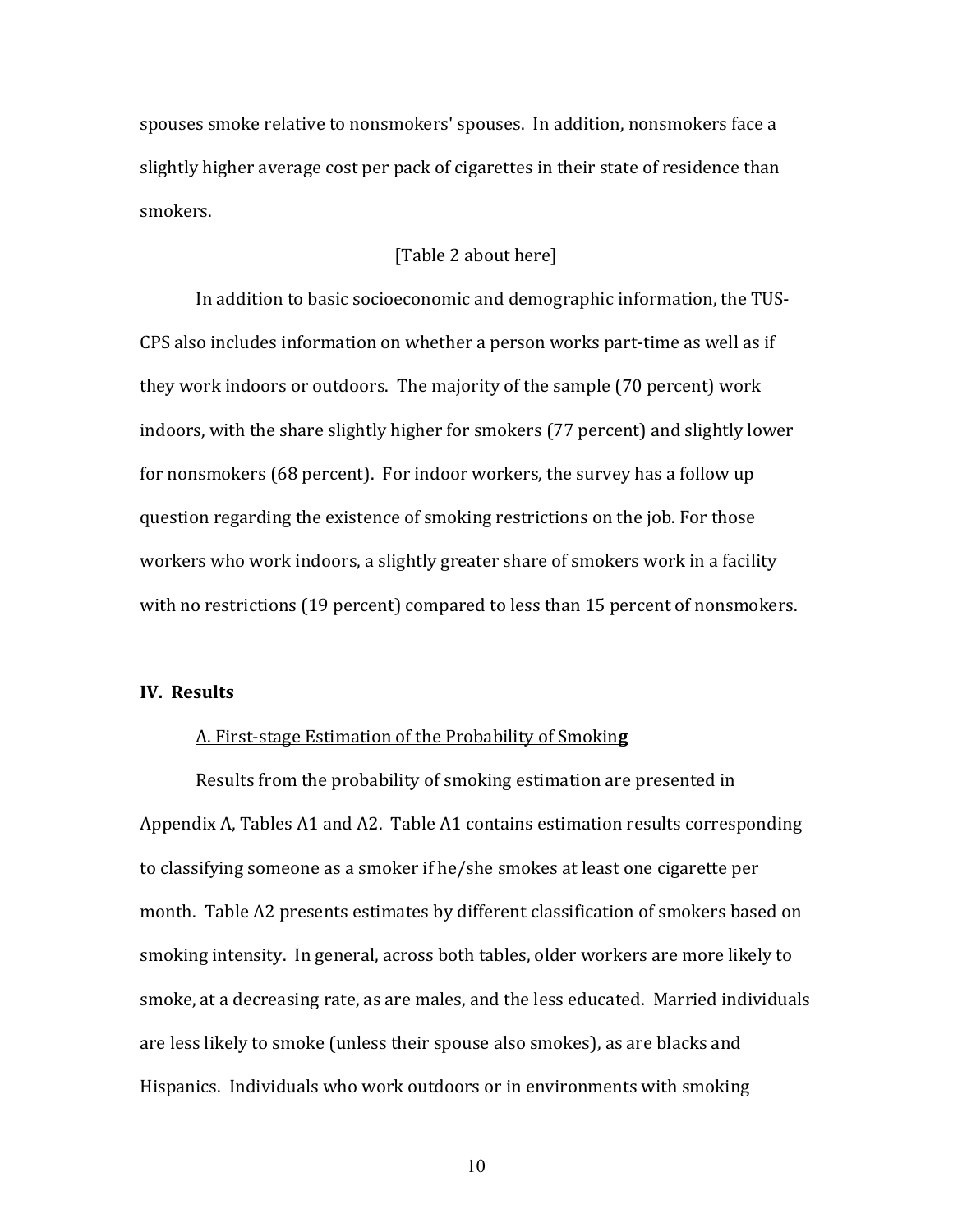spouses smoke relative to nonsmokers' spouses. In addition, nonsmokers face a slightly higher average cost per pack of cigarettes in their state of residence than smokers.

[Table 2 about here]

In addition to basic socioeconomic and demographic information, the TUS-CPS also includes information on whether a person works part-time as well as if they work indoors or outdoors. The majority of the sample (70 percent) work indoors, with the share slightly higher for smokers (77 percent) and slightly lower for nonsmokers (68 percent). For indoor workers, the survey has a follow up question regarding the existence of smoking restrictions on the job. For those workers who work indoors, a slightly greater share of smokers work in a facility with no restrictions (19 percent) compared to less than 15 percent of nonsmokers.

## IV. Results

### A. First-stage Estimation of the Probability of Smoking

Results from the probability of smoking estimation are presented in Appendix A, Tables A1 and A2. Table A1 contains estimation results corresponding to classifying someone as a smoker if he/she smokes at least one cigarette per month. Table A2 presents estimates by different classification of smokers based on smoking intensity. In general, across both tables, older workers are more likely to smoke, at a decreasing rate, as are males, and the less educated. Married individuals are less likely to smoke (unless their spouse also smokes), as are blacks and Hispanics. Individuals who work outdoors or in environments with smoking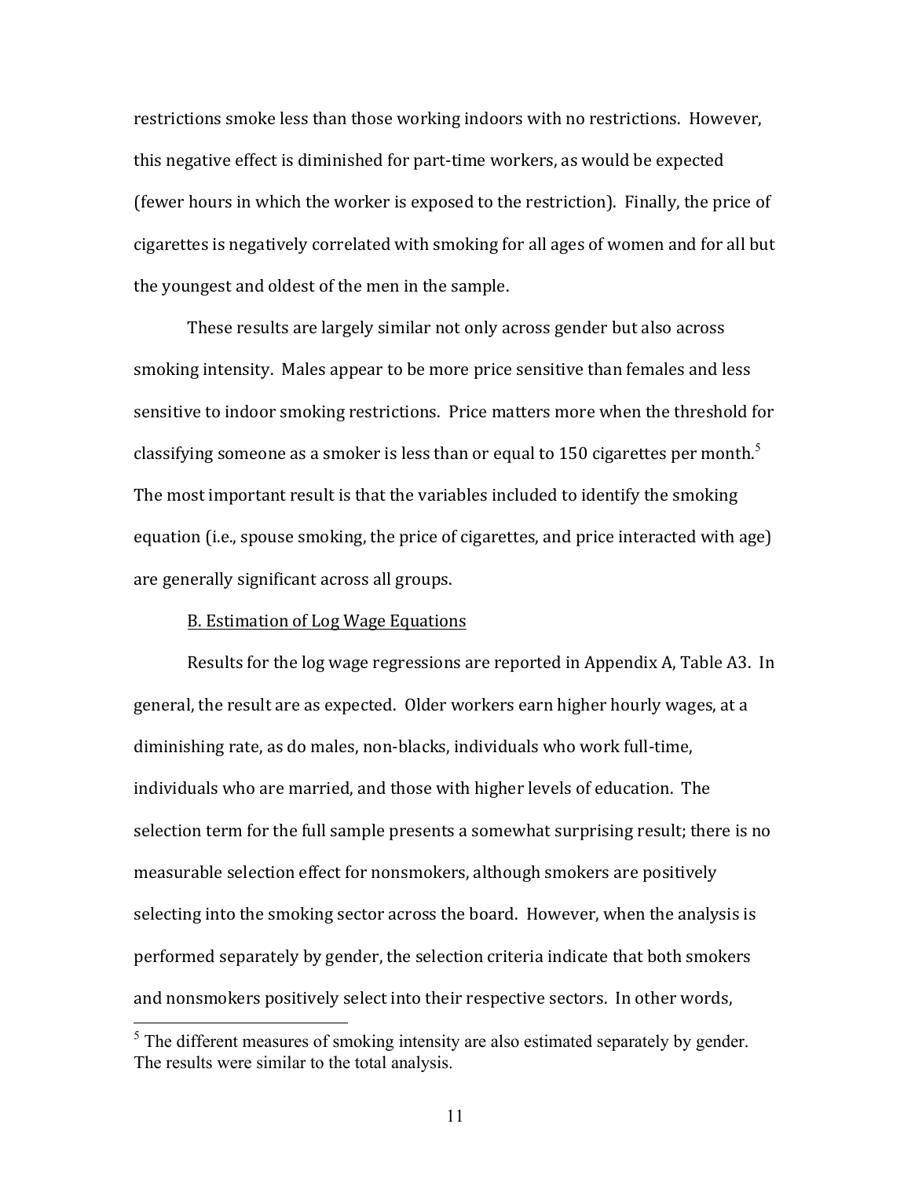restrictions smoke less than those working indoors with no restrictions. However, this negative effect is diminished for part-time workers, as would be expected (fewer hours in which the worker is exposed to the restriction). Finally, the price of cigarettes is negatively correlated with smoking for all ages of women and for all but the youngest and oldest of the men in the sample.

These results are largely similar not only across gender but also across smoking intensity. Males appear to be more price sensitive than females and less sensitive to indoor smoking restrictions. Price matters more when the threshold for classifying someone as a smoker is less than or equal to 150 cigarettes per month.[5] The most important result is that the variables included to identify the smoking equation (i.e., spouse smoking, the price of cigarettes, and price interacted with age) are generally significant across all groups.

<u>B. Estimation of Log Wage Equations</u>

Results for the log wage regressions are reported in Appendix A, Table A3. In general, the result are as expected. Older workers earn higher hourly wages, at a diminishing rate, as do males, non-blacks, individuals who work full-time, individuals who are married, and those with higher levels of education. The selection term for the full sample presents a somewhat surprising result; there is no measurable selection effect for nonsmokers, although smokers are positively selecting into the smoking sector across the board. However, when the analysis is performed separately by gender, the selection criteria indicate that both smokers and nonsmokers positively select into their respective sectors. In other words,

[5] The different measures of smoking intensity are also estimated separately by gender. The results were similar to the total analysis.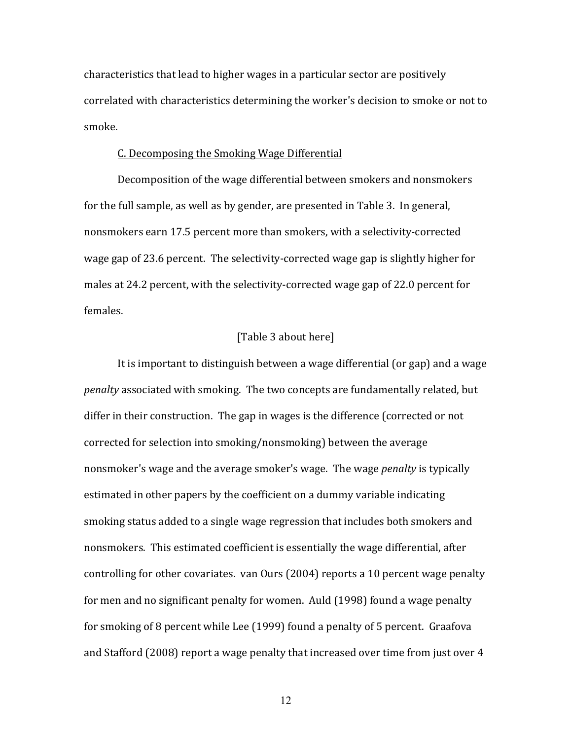characteristics that lead to higher wages in a particular sector are positively correlated with characteristics determining the worker's decision to smoke or not to smoke.

C. Decomposing the Smoking Wage Differential

Decomposition of the wage differential between smokers and nonsmokers for the full sample, as well as by gender, are presented in Table 3. In general, nonsmokers earn 17.5 percent more than smokers, with a selectivity-corrected wage gap of 23.6 percent. The selectivity-corrected wage gap is slightly higher for males at 24.2 percent, with the selectivity-corrected wage gap of 22.0 percent for females.

[Table 3 about here]

It is important to distinguish between a wage differential (or gap) and a wage *penalty* associated with smoking. The two concepts are fundamentally related, but differ in their construction. The gap in wages is the difference (corrected or not corrected for selection into smoking/nonsmoking) between the average nonsmoker's wage and the average smoker's wage. The wage *penalty* is typically estimated in other papers by the coefficient on a dummy variable indicating smoking status added to a single wage regression that includes both smokers and nonsmokers. This estimated coefficient is essentially the wage differential, after controlling for other covariates. van Ours (2004) reports a 10 percent wage penalty for men and no significant penalty for women. Auld (1998) found a wage penalty for smoking of 8 percent while Lee (1999) found a penalty of 5 percent. Graafova and Stafford (2008) report a wage penalty that increased over time from just over 4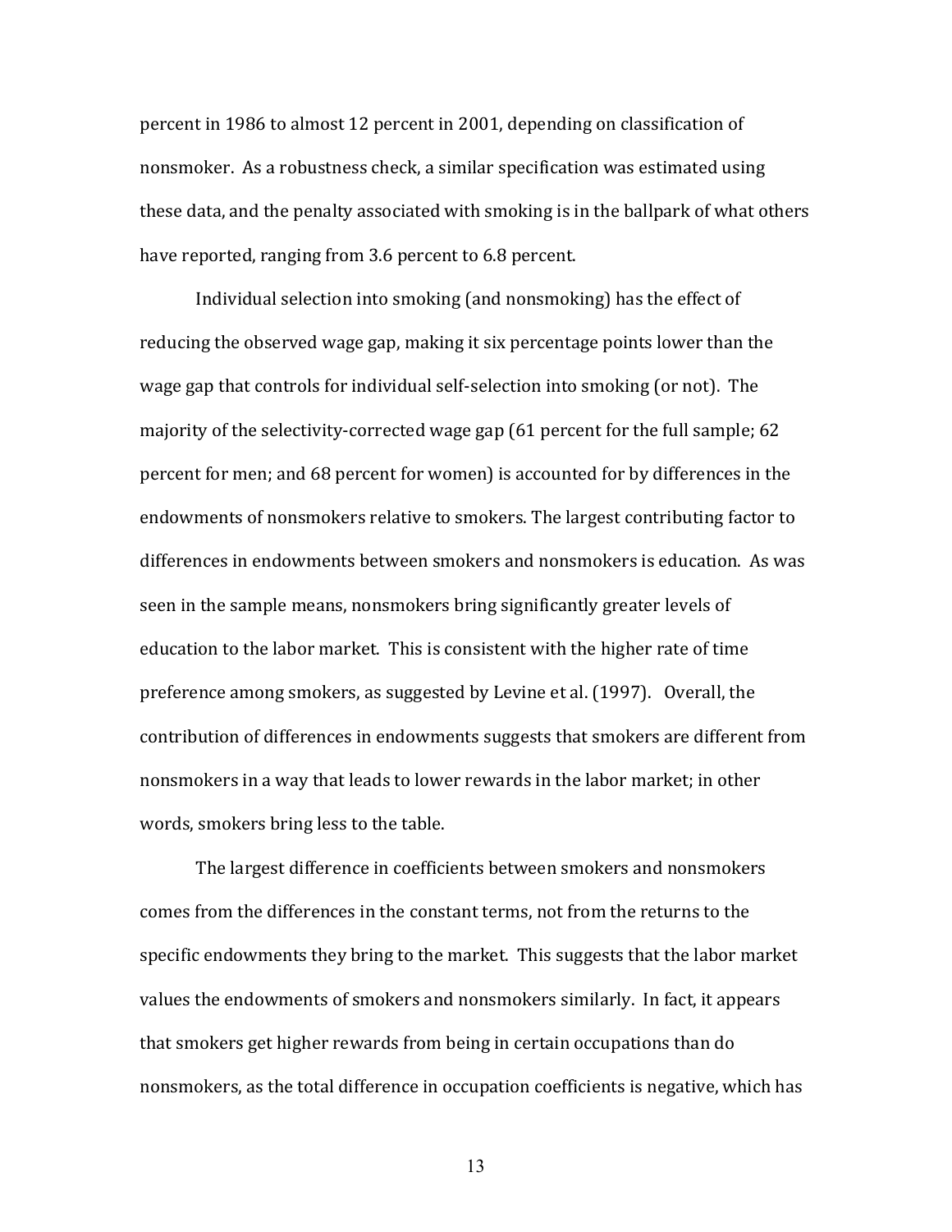percent in 1986 to almost 12 percent in 2001, depending on classification of nonsmoker. As a robustness check, a similar specification was estimated using these data, and the penalty associated with smoking is in the ballpark of what others have reported, ranging from 3.6 percent to 6.8 percent.

Individual selection into smoking (and nonsmoking) has the effect of reducing the observed wage gap, making it six percentage points lower than the wage gap that controls for individual self-selection into smoking (or not). The majority of the selectivity-corrected wage gap (61 percent for the full sample; 62 percent for men; and 68 percent for women) is accounted for by differences in the endowments of nonsmokers relative to smokers. The largest contributing factor to differences in endowments between smokers and nonsmokers is education. As was seen in the sample means, nonsmokers bring significantly greater levels of education to the labor market. This is consistent with the higher rate of time preference among smokers, as suggested by Levine et al. (1997). Overall, the contribution of differences in endowments suggests that smokers are different from nonsmokers in a way that leads to lower rewards in the labor market; in other words, smokers bring less to the table.

The largest difference in coefficients between smokers and nonsmokers comes from the differences in the constant terms, not from the returns to the specific endowments they bring to the market. This suggests that the labor market values the endowments of smokers and nonsmokers similarly. In fact, it appears that smokers get higher rewards from being in certain occupations than do nonsmokers, as the total difference in occupation coefficients is negative, which has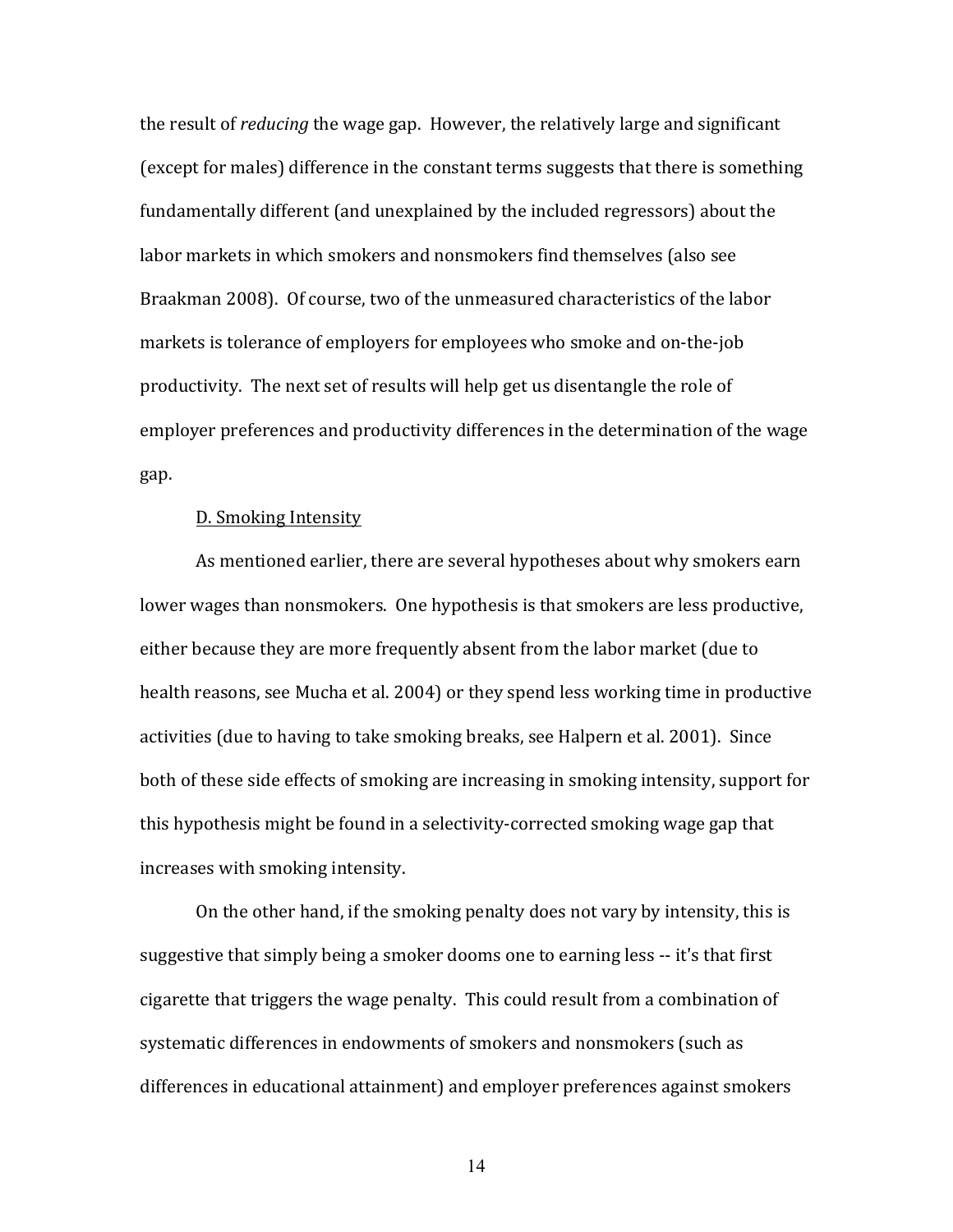the result of *reducing* the wage gap. However, the relatively large and significant (except for males) difference in the constant terms suggests that there is something fundamentally different (and unexplained by the included regressors) about the labor markets in which smokers and nonsmokers find themselves (also see Braakman 2008). Of course, two of the unmeasured characteristics of the labor markets is tolerance of employers for employees who smoke and on-the-job productivity. The next set of results will help get us disentangle the role of employer preferences and productivity differences in the determination of the wage gap.

### D. Smoking Intensity

As mentioned earlier, there are several hypotheses about why smokers earn lower wages than nonsmokers. One hypothesis is that smokers are less productive, either because they are more frequently absent from the labor market (due to health reasons, see Mucha et al. 2004) or they spend less working time in productive activities (due to having to take smoking breaks, see Halpern et al. 2001). Since both of these side effects of smoking are increasing in smoking intensity, support for this hypothesis might be found in a selectivity-corrected smoking wage gap that increases with smoking intensity.

On the other hand, if the smoking penalty does not vary by intensity, this is suggestive that simply being a smoker dooms one to earning less -- it's that first cigarette that triggers the wage penalty. This could result from a combination of systematic differences in endowments of smokers and nonsmokers (such as differences in educational attainment) and employer preferences against smokers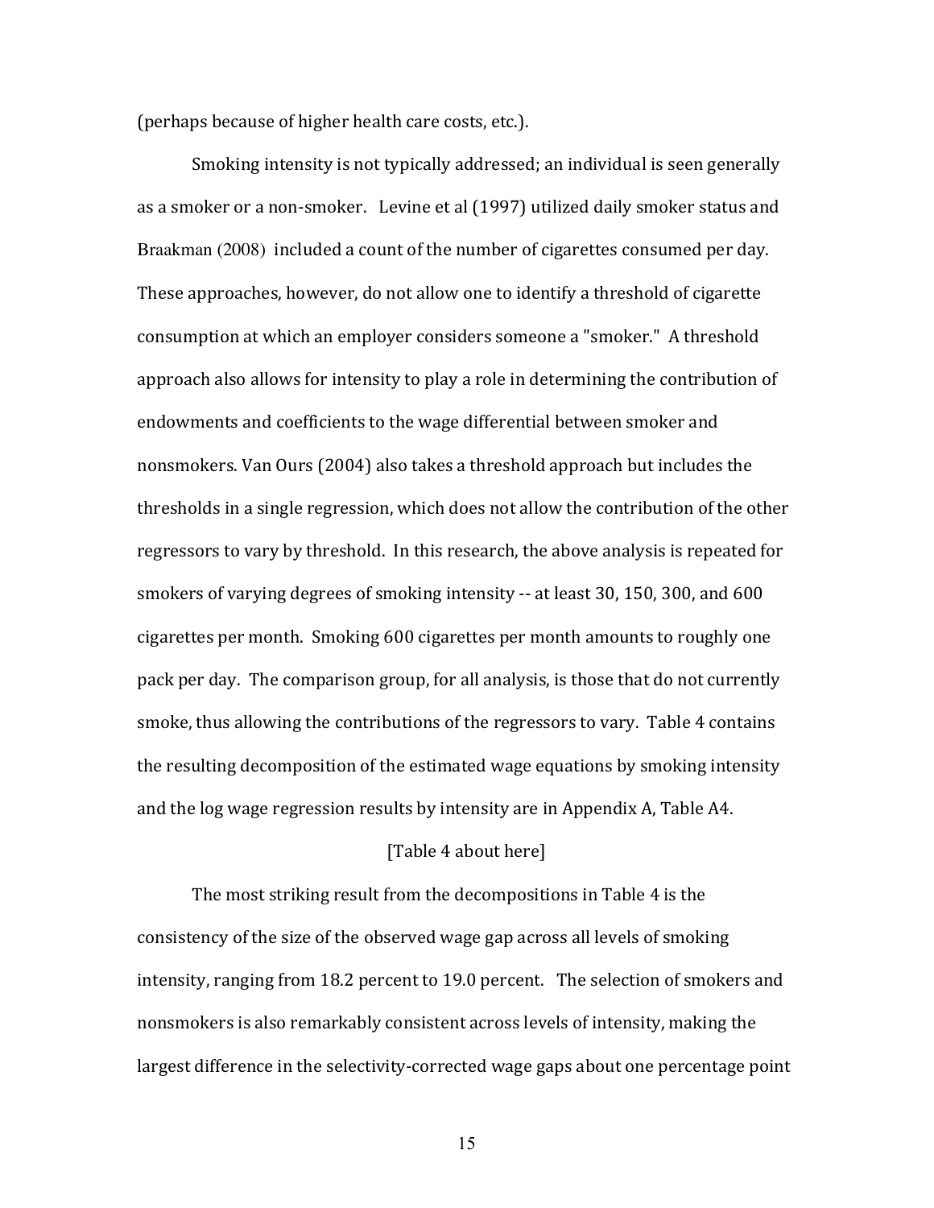(perhaps because of higher health care costs, etc.).

Smoking intensity is not typically addressed; an individual is seen generally as a smoker or a non-smoker. Levine et al (1997) utilized daily smoker status and Braakman (2008) included a count of the number of cigarettes consumed per day. These approaches, however, do not allow one to identify a threshold of cigarette consumption at which an employer considers someone a "smoker." A threshold approach also allows for intensity to play a role in determining the contribution of endowments and coefficients to the wage differential between smoker and nonsmokers. Van Ours (2004) also takes a threshold approach but includes the thresholds in a single regression, which does not allow the contribution of the other regressors to vary by threshold. In this research, the above analysis is repeated for smokers of varying degrees of smoking intensity -- at least 30, 150, 300, and 600 cigarettes per month. Smoking 600 cigarettes per month amounts to roughly one pack per day. The comparison group, for all analysis, is those that do not currently smoke, thus allowing the contributions of the regressors to vary. Table 4 contains the resulting decomposition of the estimated wage equations by smoking intensity and the log wage regression results by intensity are in Appendix A, Table A4.

[Table 4 about here]

The most striking result from the decompositions in Table 4 is the consistency of the size of the observed wage gap across all levels of smoking intensity, ranging from 18.2 percent to 19.0 percent. The selection of smokers and nonsmokers is also remarkably consistent across levels of intensity, making the largest difference in the selectivity-corrected wage gaps about one percentage point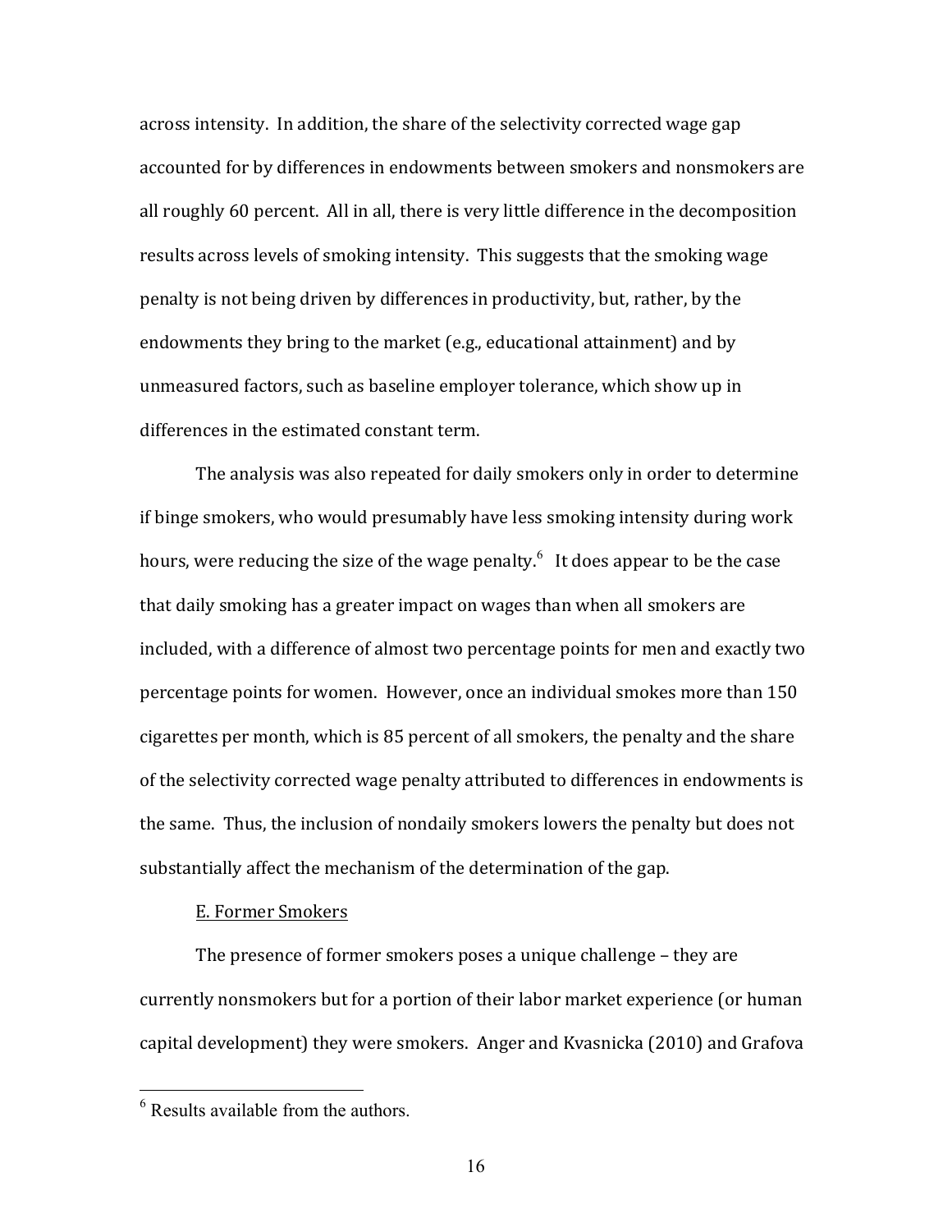across intensity. In addition, the share of the selectivity corrected wage gap accounted for by differences in endowments between smokers and nonsmokers are all roughly 60 percent. All in all, there is very little difference in the decomposition results across levels of smoking intensity. This suggests that the smoking wage penalty is not being driven by differences in productivity, but, rather, by the endowments they bring to the market (e.g., educational attainment) and by unmeasured factors, such as baseline employer tolerance, which show up in differences in the estimated constant term.

The analysis was also repeated for daily smokers only in order to determine if binge smokers, who would presumably have less smoking intensity during work hours, were reducing the size of the wage penalty.[6] It does appear to be the case that daily smoking has a greater impact on wages than when all smokers are included, with a difference of almost two percentage points for men and exactly two percentage points for women. However, once an individual smokes more than 150 cigarettes per month, which is 85 percent of all smokers, the penalty and the share of the selectivity corrected wage penalty attributed to differences in endowments is the same. Thus, the inclusion of nondaily smokers lowers the penalty but does not substantially affect the mechanism of the determination of the gap.

E. Former Smokers

The presence of former smokers poses a unique challenge – they are currently nonsmokers but for a portion of their labor market experience (or human capital development) they were smokers. Anger and Kvasnicka (2010) and Grafova

[6] Results available from the authors.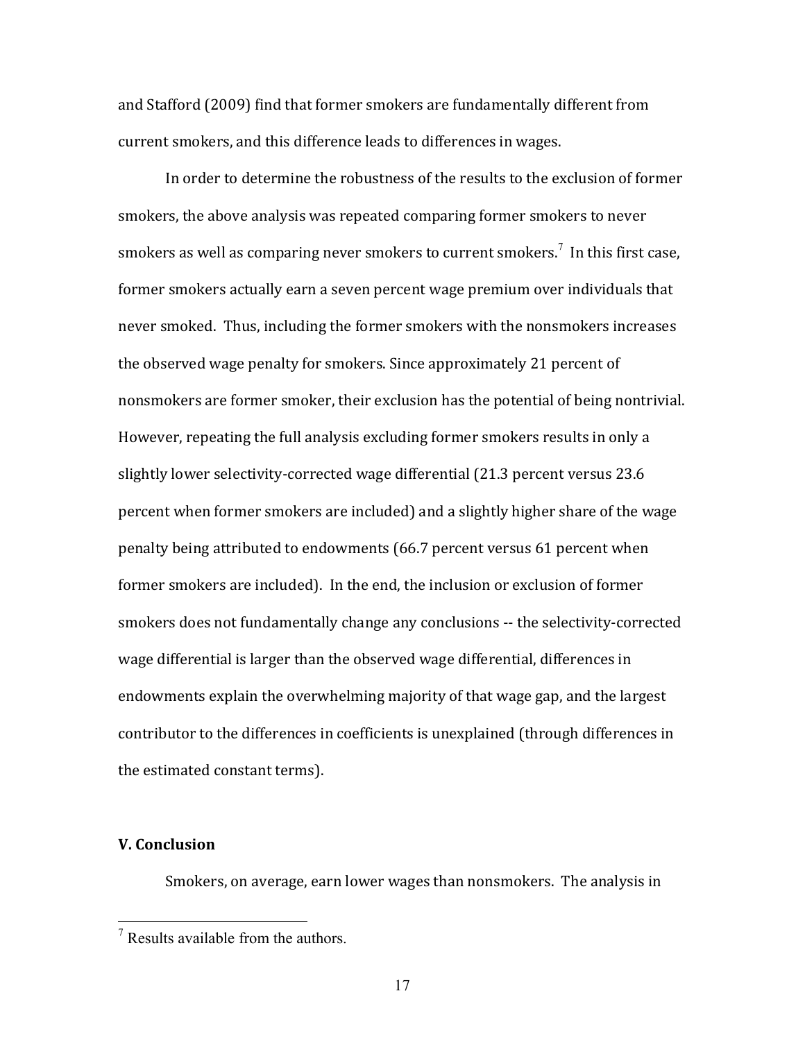and Stafford (2009) find that former smokers are fundamentally different from current smokers, and this difference leads to differences in wages.

In order to determine the robustness of the results to the exclusion of former smokers, the above analysis was repeated comparing former smokers to never smokers as well as comparing never smokers to current smokers.[7] In this first case, former smokers actually earn a seven percent wage premium over individuals that never smoked. Thus, including the former smokers with the nonsmokers increases the observed wage penalty for smokers. Since approximately 21 percent of nonsmokers are former smoker, their exclusion has the potential of being nontrivial. However, repeating the full analysis excluding former smokers results in only a slightly lower selectivity-corrected wage differential (21.3 percent versus 23.6 percent when former smokers are included) and a slightly higher share of the wage penalty being attributed to endowments (66.7 percent versus 61 percent when former smokers are included). In the end, the inclusion or exclusion of former smokers does not fundamentally change any conclusions -- the selectivity-corrected wage differential is larger than the observed wage differential, differences in endowments explain the overwhelming majority of that wage gap, and the largest contributor to the differences in coefficients is unexplained (through differences in the estimated constant terms).

## V. Conclusion

Smokers, on average, earn lower wages than nonsmokers. The analysis in

[7] Results available from the authors.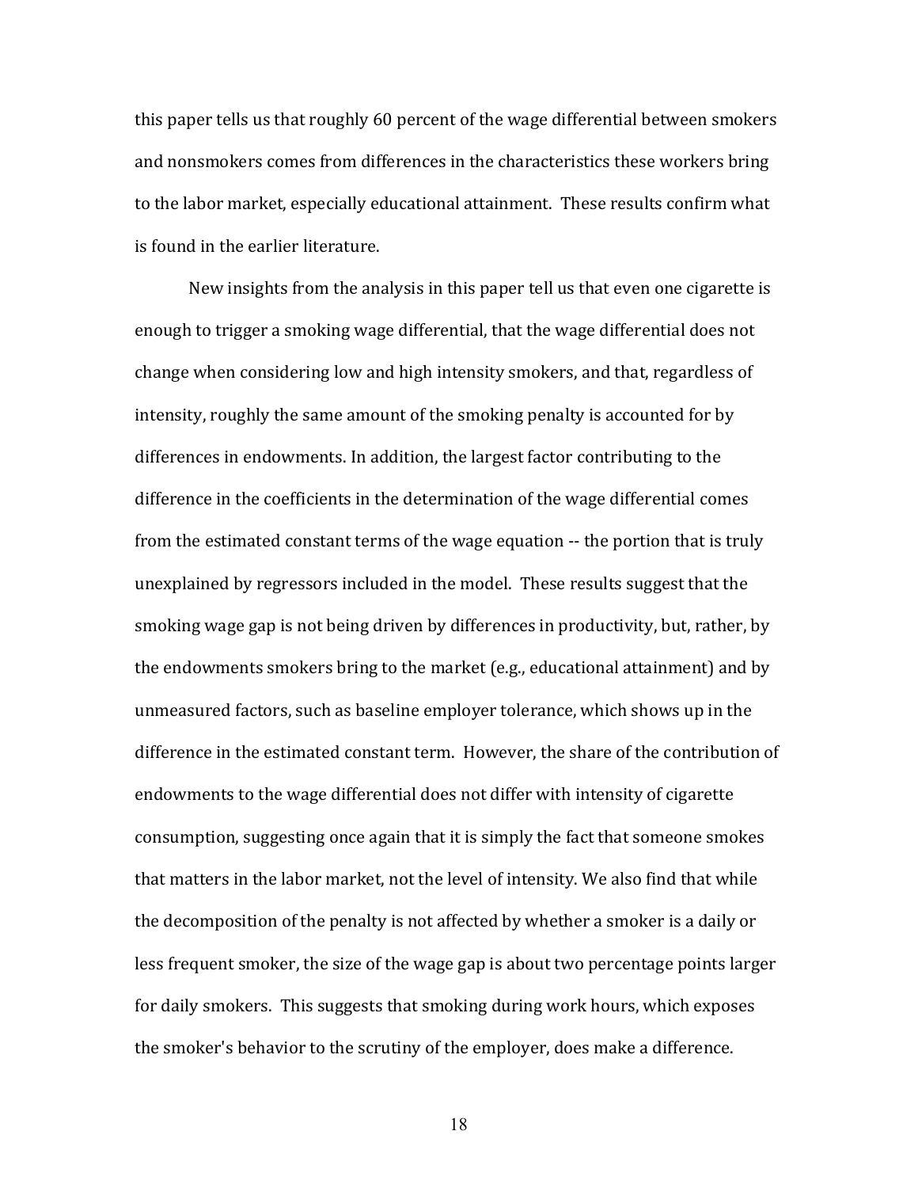this paper tells us that roughly 60 percent of the wage differential between smokers and nonsmokers comes from differences in the characteristics these workers bring to the labor market, especially educational attainment. These results confirm what is found in the earlier literature.

New insights from the analysis in this paper tell us that even one cigarette is enough to trigger a smoking wage differential, that the wage differential does not change when considering low and high intensity smokers, and that, regardless of intensity, roughly the same amount of the smoking penalty is accounted for by differences in endowments. In addition, the largest factor contributing to the difference in the coefficients in the determination of the wage differential comes from the estimated constant terms of the wage equation -- the portion that is truly unexplained by regressors included in the model. These results suggest that the smoking wage gap is not being driven by differences in productivity, but, rather, by the endowments smokers bring to the market (e.g., educational attainment) and by unmeasured factors, such as baseline employer tolerance, which shows up in the difference in the estimated constant term. However, the share of the contribution of endowments to the wage differential does not differ with intensity of cigarette consumption, suggesting once again that it is simply the fact that someone smokes that matters in the labor market, not the level of intensity. We also find that while the decomposition of the penalty is not affected by whether a smoker is a daily or less frequent smoker, the size of the wage gap is about two percentage points larger for daily smokers. This suggests that smoking during work hours, which exposes the smoker's behavior to the scrutiny of the employer, does make a difference.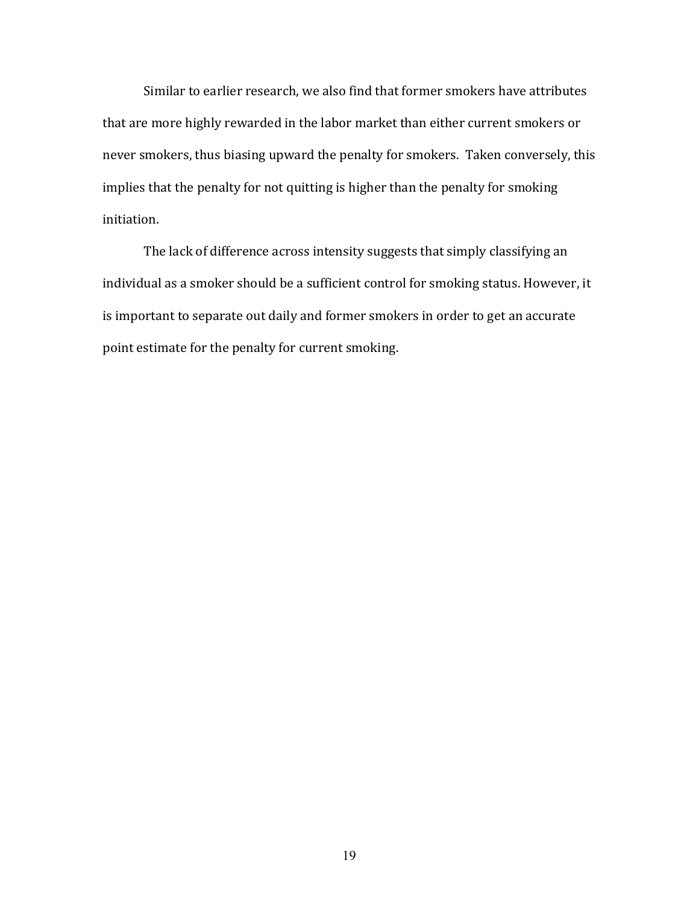Similar to earlier research, we also find that former smokers have attributes that are more highly rewarded in the labor market than either current smokers or never smokers, thus biasing upward the penalty for smokers. Taken conversely, this implies that the penalty for not quitting is higher than the penalty for smoking initiation.

The lack of difference across intensity suggests that simply classifying an individual as a smoker should be a sufficient control for smoking status. However, it is important to separate out daily and former smokers in order to get an accurate point estimate for the penalty for current smoking.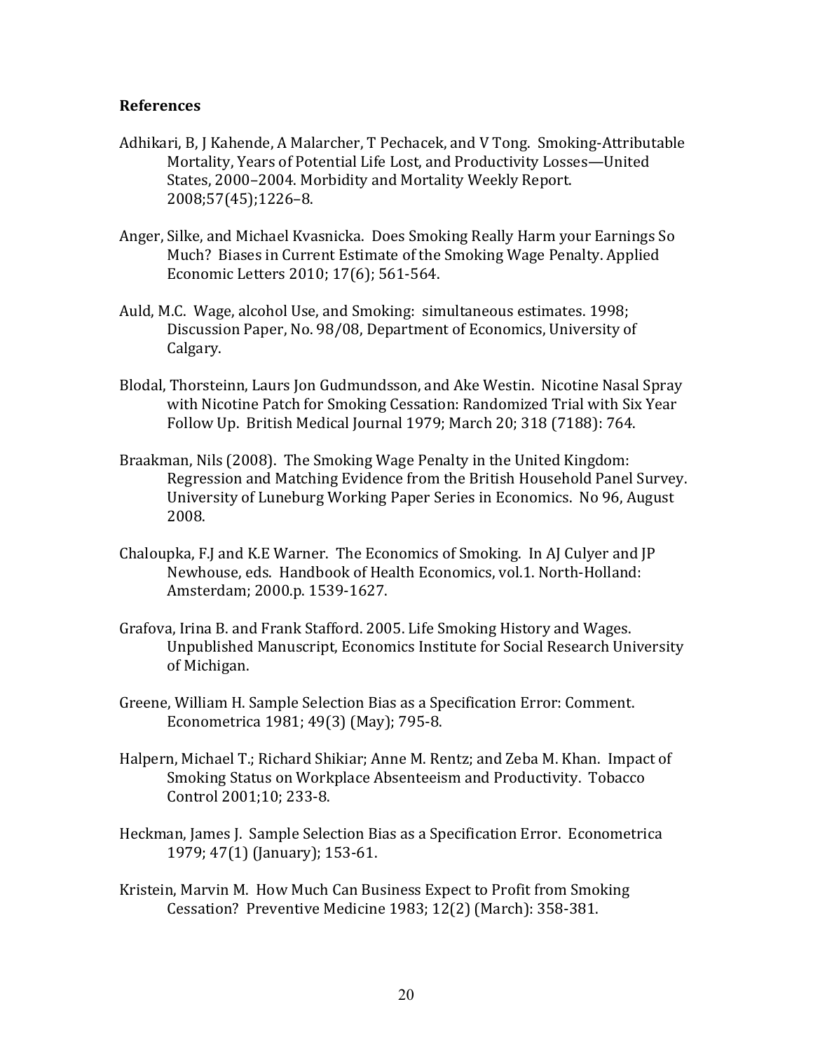**References**

Adhikari, B, J Kahende, A Malarcher, T Pechacek, and V Tong. Smoking-Attributable Mortality, Years of Potential Life Lost, and Productivity Losses—United States, 2000–2004. Morbidity and Mortality Weekly Report. 2008;57(45);1226–8.

Anger, Silke, and Michael Kvasnicka. Does Smoking Really Harm your Earnings So Much? Biases in Current Estimate of the Smoking Wage Penalty. Applied Economic Letters 2010; 17(6); 561-564.

Auld, M.C. Wage, alcohol Use, and Smoking: simultaneous estimates. 1998; Discussion Paper, No. 98/08, Department of Economics, University of Calgary.

Blodal, Thorsteinn, Laurs Jon Gudmundsson, and Ake Westin. Nicotine Nasal Spray with Nicotine Patch for Smoking Cessation: Randomized Trial with Six Year Follow Up. British Medical Journal 1979; March 20; 318 (7188): 764.

Braakman, Nils (2008). The Smoking Wage Penalty in the United Kingdom: Regression and Matching Evidence from the British Household Panel Survey. University of Luneburg Working Paper Series in Economics. No 96, August 2008.

Chaloupka, F.J and K.E Warner. The Economics of Smoking. In AJ Culyer and JP Newhouse, eds. Handbook of Health Economics, vol.1. North-Holland: Amsterdam; 2000.p. 1539-1627.

Grafova, Irina B. and Frank Stafford. 2005. Life Smoking History and Wages. Unpublished Manuscript, Economics Institute for Social Research University of Michigan.

Greene, William H. Sample Selection Bias as a Specification Error: Comment. Econometrica 1981; 49(3) (May); 795-8.

Halpern, Michael T.; Richard Shikiar; Anne M. Rentz; and Zeba M. Khan. Impact of Smoking Status on Workplace Absenteeism and Productivity. Tobacco Control 2001;10; 233-8.

Heckman, James J. Sample Selection Bias as a Specification Error. Econometrica 1979; 47(1) (January); 153-61.

Kristein, Marvin M. How Much Can Business Expect to Profit from Smoking Cessation? Preventive Medicine 1983; 12(2) (March): 358-381.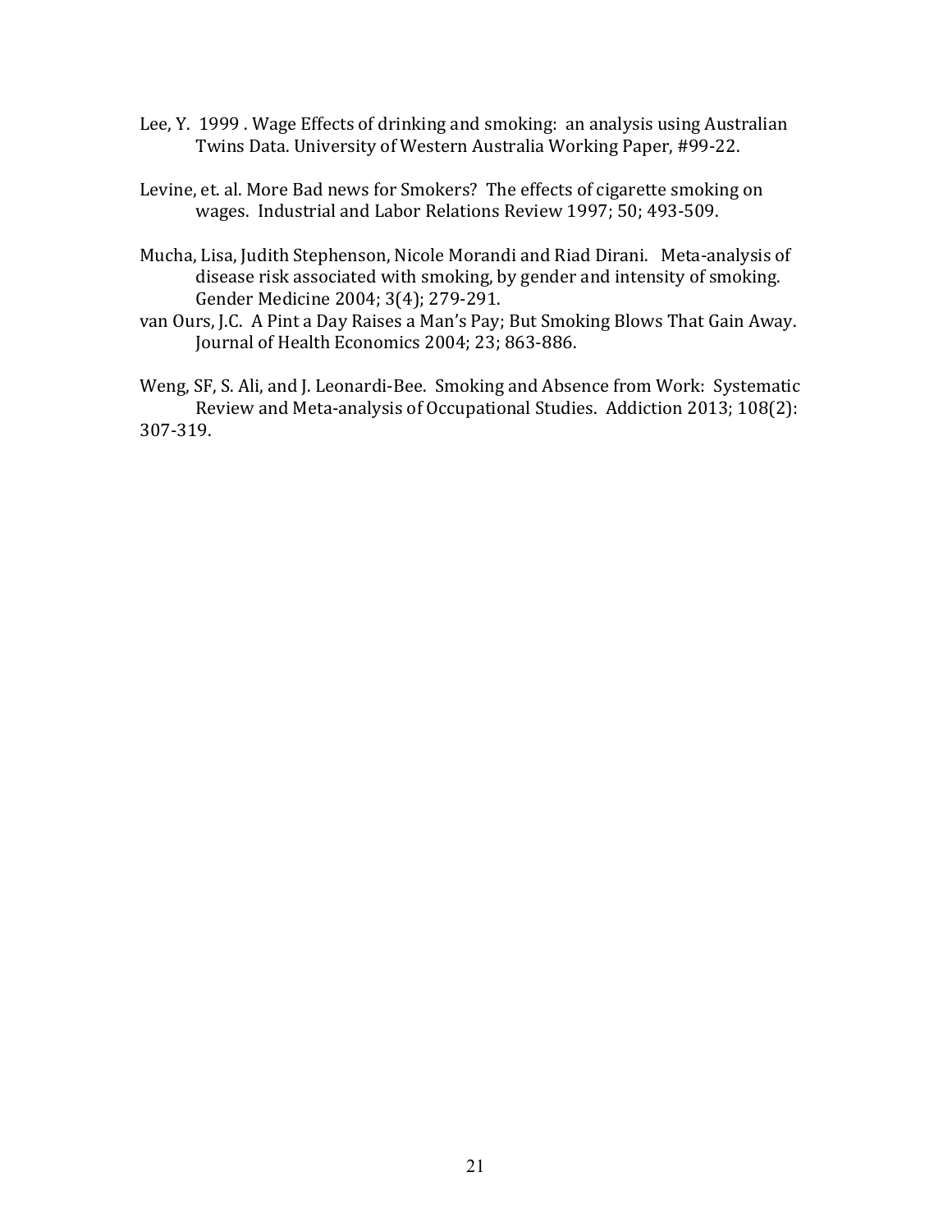Lee, Y. 1999 . Wage Effects of drinking and smoking: an analysis using Australian Twins Data. University of Western Australia Working Paper, #99-22.

Levine, et. al. More Bad news for Smokers? The effects of cigarette smoking on wages. Industrial and Labor Relations Review 1997; 50; 493-509.

Mucha, Lisa, Judith Stephenson, Nicole Morandi and Riad Dirani. Meta-analysis of disease risk associated with smoking, by gender and intensity of smoking. Gender Medicine 2004; 3(4); 279-291.

van Ours, J.C. A Pint a Day Raises a Man's Pay; But Smoking Blows That Gain Away. Journal of Health Economics 2004; 23; 863-886.

Weng, SF, S. Ali, and J. Leonardi-Bee. Smoking and Absence from Work: Systematic Review and Meta-analysis of Occupational Studies. Addiction 2013; 108(2): 307-319.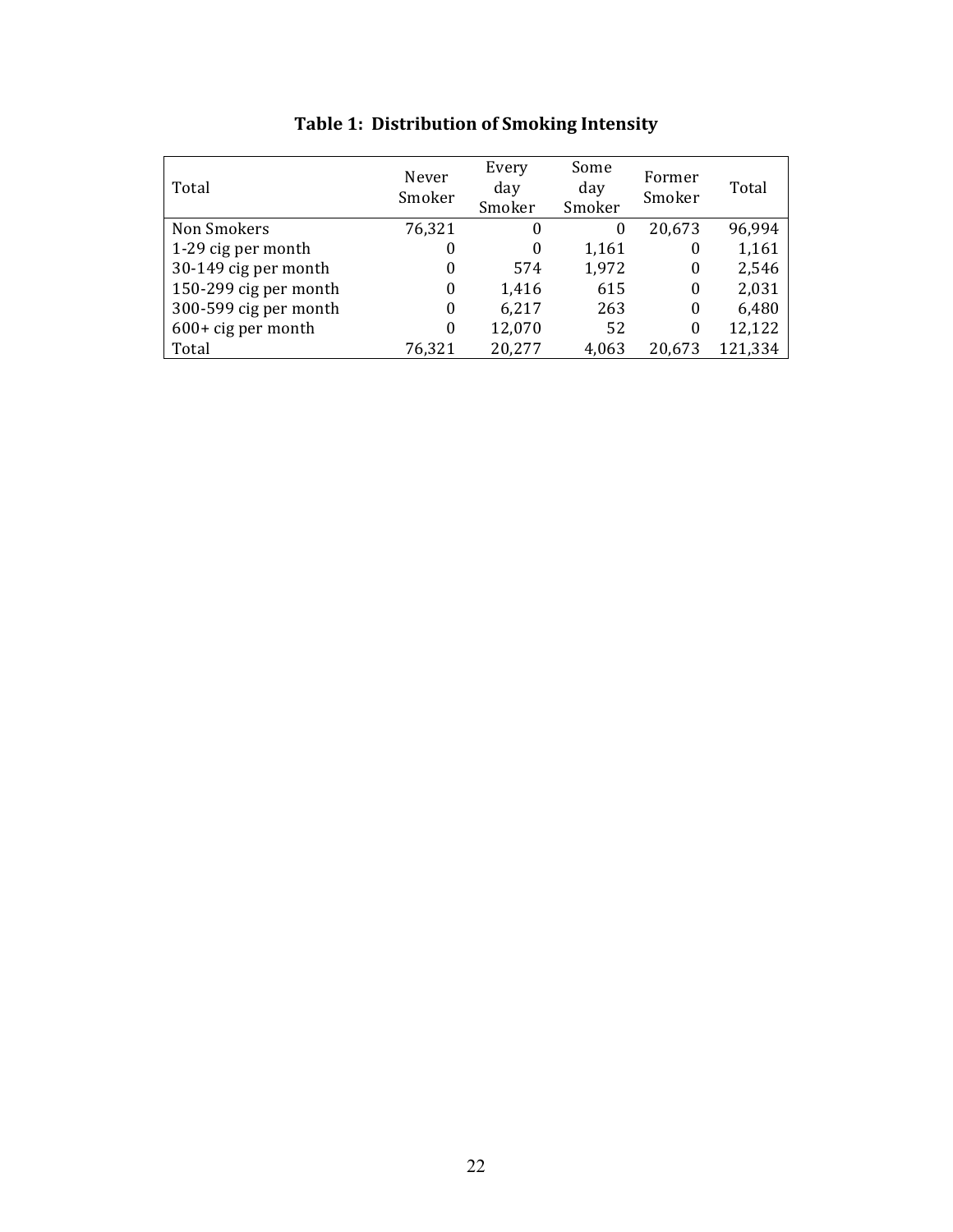**Table 1: Distribution of Smoking Intensity**

| Total | Never Smoker | Every day Smoker | Some day Smoker | Former Smoker | Total |
|---|---|---|---|---|---|
| Non Smokers | 76,321 | 0 | 0 | 20,673 | 96,994 |
| 1-29 cig per month | 0 | 0 | 1,161 | 0 | 1,161 |
| 30-149 cig per month | 0 | 574 | 1,972 | 0 | 2,546 |
| 150-299 cig per month | 0 | 1,416 | 615 | 0 | 2,031 |
| 300-599 cig per month | 0 | 6,217 | 263 | 0 | 6,480 |
| 600+ cig per month | 0 | 12,070 | 52 | 0 | 12,122 |
| Total | 76,321 | 20,277 | 4,063 | 20,673 | 121,334 |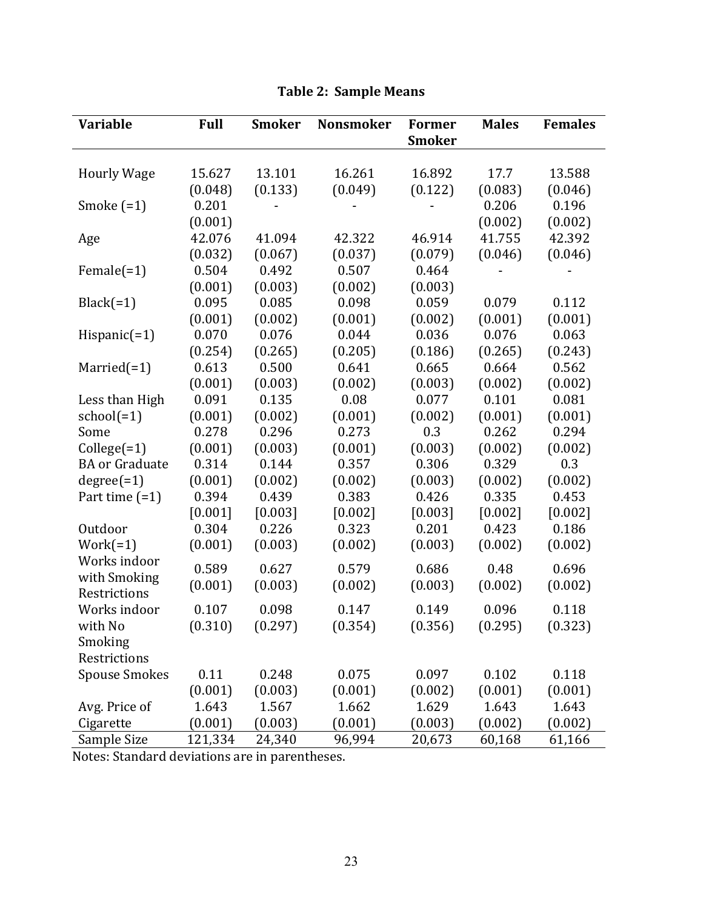**Table 2: Sample Means**

| Variable | Full | Smoker | Nonsmoker | Former Smoker | Males | Females |
|---|---|---|---|---|---|---|
| Hourly Wage | 15.627 | 13.101 | 16.261 | 16.892 | 17.7 | 13.588 |
| | (0.048) | (0.133) | (0.049) | (0.122) | (0.083) | (0.046) |
| Smoke (=1) | 0.201 | - | - | - | 0.206 | 0.196 |
| | (0.001) | | | | (0.002) | (0.002) |
| Age | 42.076 | 41.094 | 42.322 | 46.914 | 41.755 | 42.392 |
| | (0.032) | (0.067) | (0.037) | (0.079) | (0.046) | (0.046) |
| Female(=1) | 0.504 | 0.492 | 0.507 | 0.464 | - | - |
| | (0.001) | (0.003) | (0.002) | (0.003) | | |
| Black(=1) | 0.095 | 0.085 | 0.098 | 0.059 | 0.079 | 0.112 |
| | (0.001) | (0.002) | (0.001) | (0.002) | (0.001) | (0.001) |
| Hispanic(=1) | 0.070 | 0.076 | 0.044 | 0.036 | 0.076 | 0.063 |
| | (0.254) | (0.265) | (0.205) | (0.186) | (0.265) | (0.243) |
| Married(=1) | 0.613 | 0.500 | 0.641 | 0.665 | 0.664 | 0.562 |
| | (0.001) | (0.003) | (0.002) | (0.003) | (0.002) | (0.002) |
| Less than High school(=1) | 0.091 | 0.135 | 0.08 | 0.077 | 0.101 | 0.081 |
| | (0.001) | (0.002) | (0.001) | (0.002) | (0.001) | (0.001) |
| Some College(=1) | 0.278 | 0.296 | 0.273 | 0.3 | 0.262 | 0.294 |
| | (0.001) | (0.003) | (0.001) | (0.003) | (0.002) | (0.002) |
| BA or Graduate degree(=1) | 0.314 | 0.144 | 0.357 | 0.306 | 0.329 | 0.3 |
| | (0.001) | (0.002) | (0.002) | (0.003) | (0.002) | (0.002) |
| Part time (=1) | 0.394 | 0.439 | 0.383 | 0.426 | 0.335 | 0.453 |
| | [0.001] | [0.003] | [0.002] | [0.003] | [0.002] | [0.002] |
| Outdoor Work(=1) | 0.304 | 0.226 | 0.323 | 0.201 | 0.423 | 0.186 |
| | (0.001) | (0.003) | (0.002) | (0.003) | (0.002) | (0.002) |
| Works indoor with Smoking Restrictions | 0.589 | 0.627 | 0.579 | 0.686 | 0.48 | 0.696 |
| | (0.001) | (0.003) | (0.002) | (0.003) | (0.002) | (0.002) |
| Works indoor with No Smoking Restrictions | 0.107 | 0.098 | 0.147 | 0.149 | 0.096 | 0.118 |
| | (0.310) | (0.297) | (0.354) | (0.356) | (0.295) | (0.323) |
| Spouse Smokes | 0.11 | 0.248 | 0.075 | 0.097 | 0.102 | 0.118 |
| | (0.001) | (0.003) | (0.001) | (0.002) | (0.001) | (0.001) |
| Avg. Price of Cigarette | 1.643 | 1.567 | 1.662 | 1.629 | 1.643 | 1.643 |
| | (0.001) | (0.003) | (0.001) | (0.003) | (0.002) | (0.002) |
| Sample Size | 121,334 | 24,340 | 96,994 | 20,673 | 60,168 | 61,166 |

Notes: Standard deviations are in parentheses.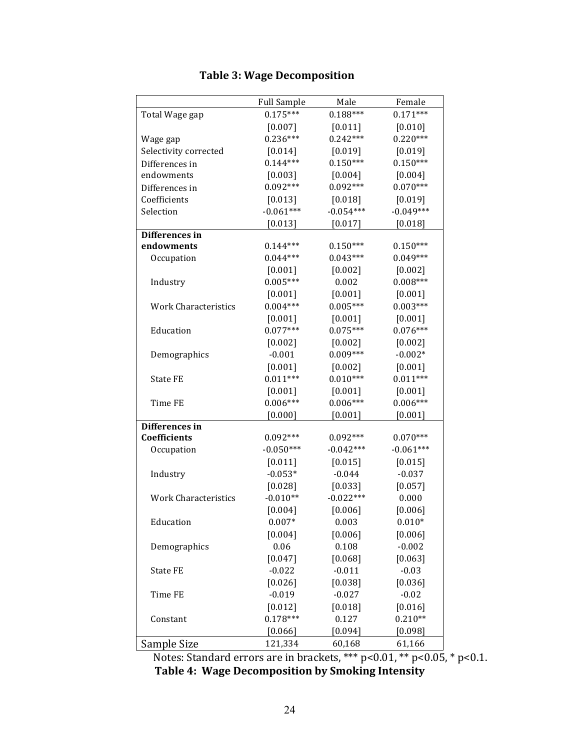**Table 3: Wage Decomposition**

| | Full Sample | Male | Female |
|---|---|---|---|
| Total Wage gap | 0.175*** | 0.188*** | 0.171*** |
| | [0.007] | [0.011] | [0.010] |
| Wage gap Selectivity corrected | 0.236*** | 0.242*** | 0.220*** |
| | [0.014] | [0.019] | [0.019] |
| Differences in endowments | 0.144*** | 0.150*** | 0.150*** |
| | [0.003] | [0.004] | [0.004] |
| Differences in Coefficients | 0.092*** | 0.092*** | 0.070*** |
| | [0.013] | [0.018] | [0.019] |
| Selection | -0.061*** | -0.054*** | -0.049*** |
| | [0.013] | [0.017] | [0.018] |
| **Differences in endowments** | 0.144*** | 0.150*** | 0.150*** |
| Occupation | 0.044*** | 0.043*** | 0.049*** |
| | [0.001] | [0.002] | [0.002] |
| Industry | 0.005*** | 0.002 | 0.008*** |
| | [0.001] | [0.001] | [0.001] |
| Work Characteristics | 0.004*** | 0.005*** | 0.003*** |
| | [0.001] | [0.001] | [0.001] |
| Education | 0.077*** | 0.075*** | 0.076*** |
| | [0.002] | [0.002] | [0.002] |
| Demographics | -0.001 | 0.009*** | -0.002* |
| | [0.001] | [0.002] | [0.001] |
| State FE | 0.011*** | 0.010*** | 0.011*** |
| | [0.001] | [0.001] | [0.001] |
| Time FE | 0.006*** | 0.006*** | 0.006*** |
| | [0.000] | [0.001] | [0.001] |
| **Differences in Coefficients** | 0.092*** | 0.092*** | 0.070*** |
| Occupation | -0.050*** | -0.042*** | -0.061*** |
| | [0.011] | [0.015] | [0.015] |
| Industry | -0.053* | -0.044 | -0.037 |
| | [0.028] | [0.033] | [0.057] |
| Work Characteristics | -0.010** | -0.022*** | 0.000 |
| | [0.004] | [0.006] | [0.006] |
| Education | 0.007* | 0.003 | 0.010* |
| | [0.004] | [0.006] | [0.006] |
| Demographics | 0.06 | 0.108 | -0.002 |
| | [0.047] | [0.068] | [0.063] |
| State FE | -0.022 | -0.011 | -0.03 |
| | [0.026] | [0.038] | [0.036] |
| Time FE | -0.019 | -0.027 | -0.02 |
| | [0.012] | [0.018] | [0.016] |
| Constant | 0.178*** | 0.127 | 0.210** |
| | [0.066] | [0.094] | [0.098] |
| Sample Size | 121,334 | 60,168 | 61,166 |

Notes: Standard errors are in brackets, *** p<0.01, ** p<0.05, * p<0.1.

**Table 4: Wage Decomposition by Smoking Intensity**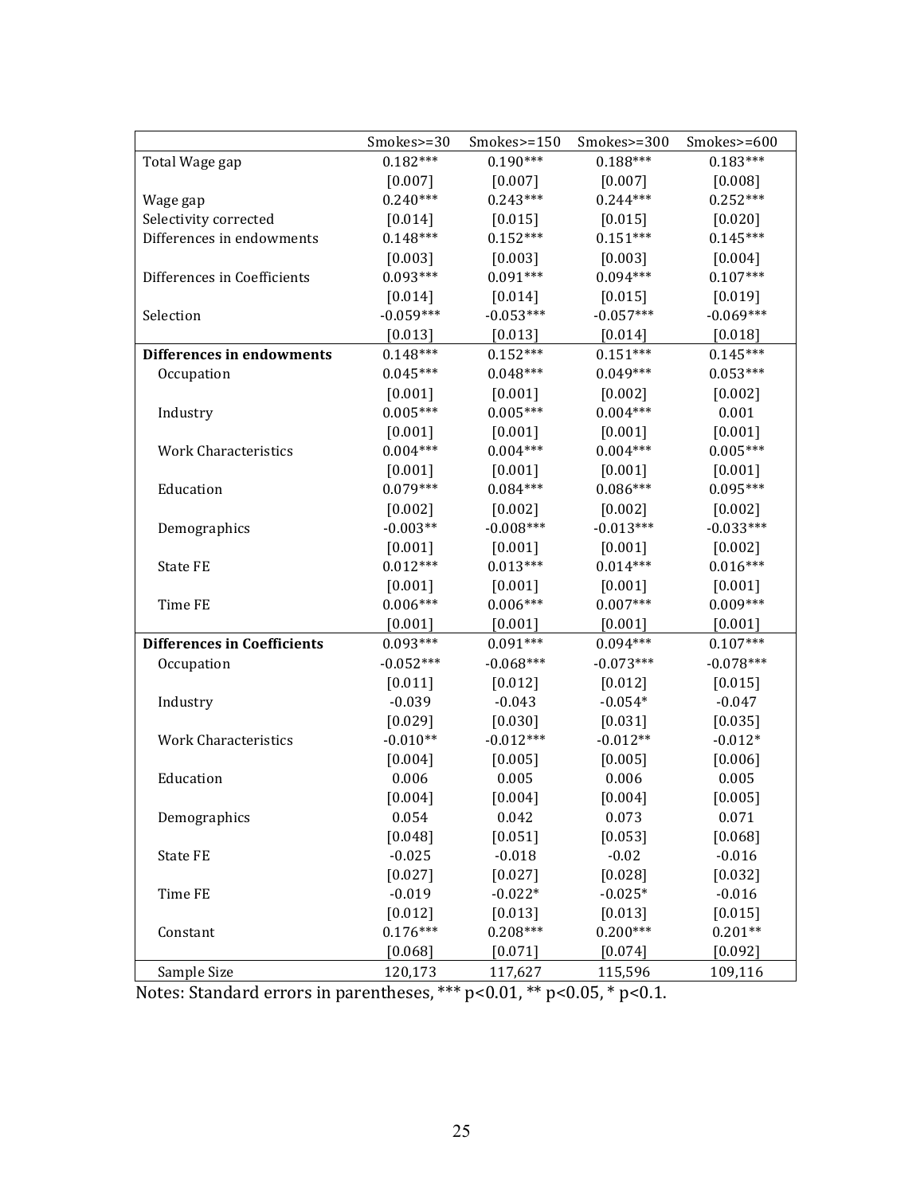| | Smokes>=30 | Smokes>=150 | Smokes>=300 | Smokes>=600 |
|---|---|---|---|---|
| Total Wage gap | 0.182*** | 0.190*** | 0.188*** | 0.183*** |
| | [0.007] | [0.007] | [0.007] | [0.008] |
| Wage gap | 0.240*** | 0.243*** | 0.244*** | 0.252*** |
| Selectivity corrected | [0.014] | [0.015] | [0.015] | [0.020] |
| Differences in endowments | 0.148*** | 0.152*** | 0.151*** | 0.145*** |
| | [0.003] | [0.003] | [0.003] | [0.004] |
| Differences in Coefficients | 0.093*** | 0.091*** | 0.094*** | 0.107*** |
| | [0.014] | [0.014] | [0.015] | [0.019] |
| Selection | -0.059*** | -0.053*** | -0.057*** | -0.069*** |
| | [0.013] | [0.013] | [0.014] | [0.018] |
| **Differences in endowments** | 0.148*** | 0.152*** | 0.151*** | 0.145*** |
| Occupation | 0.045*** | 0.048*** | 0.049*** | 0.053*** |
| | [0.001] | [0.001] | [0.002] | [0.002] |
| Industry | 0.005*** | 0.005*** | 0.004*** | 0.001 |
| | [0.001] | [0.001] | [0.001] | [0.001] |
| Work Characteristics | 0.004*** | 0.004*** | 0.004*** | 0.005*** |
| | [0.001] | [0.001] | [0.001] | [0.001] |
| Education | 0.079*** | 0.084*** | 0.086*** | 0.095*** |
| | [0.002] | [0.002] | [0.002] | [0.002] |
| Demographics | -0.003** | -0.008*** | -0.013*** | -0.033*** |
| | [0.001] | [0.001] | [0.001] | [0.002] |
| State FE | 0.012*** | 0.013*** | 0.014*** | 0.016*** |
| | [0.001] | [0.001] | [0.001] | [0.001] |
| Time FE | 0.006*** | 0.006*** | 0.007*** | 0.009*** |
| | [0.001] | [0.001] | [0.001] | [0.001] |
| **Differences in Coefficients** | 0.093*** | 0.091*** | 0.094*** | 0.107*** |
| Occupation | -0.052*** | -0.068*** | -0.073*** | -0.078*** |
| | [0.011] | [0.012] | [0.012] | [0.015] |
| Industry | -0.039 | -0.043 | -0.054* | -0.047 |
| | [0.029] | [0.030] | [0.031] | [0.035] |
| Work Characteristics | -0.010** | -0.012*** | -0.012** | -0.012* |
| | [0.004] | [0.005] | [0.005] | [0.006] |
| Education | 0.006 | 0.005 | 0.006 | 0.005 |
| | [0.004] | [0.004] | [0.004] | [0.005] |
| Demographics | 0.054 | 0.042 | 0.073 | 0.071 |
| | [0.048] | [0.051] | [0.053] | [0.068] |
| State FE | -0.025 | -0.018 | -0.02 | -0.016 |
| | [0.027] | [0.027] | [0.028] | [0.032] |
| Time FE | -0.019 | -0.022* | -0.025* | -0.016 |
| | [0.012] | [0.013] | [0.013] | [0.015] |
| Constant | 0.176*** | 0.208*** | 0.200*** | 0.201** |
| | [0.068] | [0.071] | [0.074] | [0.092] |
| Sample Size | 120,173 | 117,627 | 115,596 | 109,116 |

Notes: Standard errors in parentheses, *** p<0.01, ** p<0.05, * p<0.1.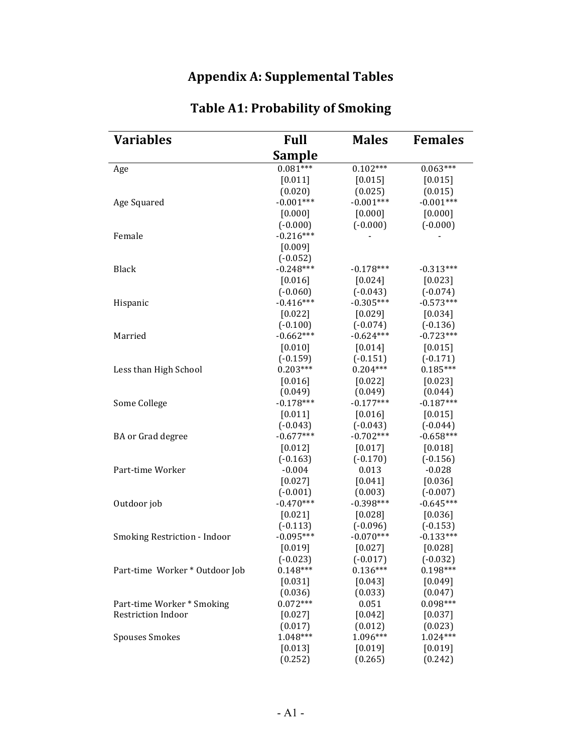# Appendix A: Supplemental Tables

## Table A1: Probability of Smoking

| Variables | Full Sample | Males | Females |
|---|---|---|---|
| Age | 0.081*** | 0.102*** | 0.063*** |
| | [0.011] | [0.015] | [0.015] |
| | (0.020) | (0.025) | (0.015) |
| Age Squared | -0.001*** | -0.001*** | -0.001*** |
| | [0.000] | [0.000] | [0.000] |
| | (-0.000) | (-0.000) | (-0.000) |
| Female | -0.216*** | - | - |
| | [0.009] | | |
| | (-0.052) | | |
| Black | -0.248*** | -0.178*** | -0.313*** |
| | [0.016] | [0.024] | [0.023] |
| | (-0.060) | (-0.043) | (-0.074) |
| Hispanic | -0.416*** | -0.305*** | -0.573*** |
| | [0.022] | [0.029] | [0.034] |
| | (-0.100) | (-0.074) | (-0.136) |
| Married | -0.662*** | -0.624*** | -0.723*** |
| | [0.010] | [0.014] | [0.015] |
| | (-0.159) | (-0.151) | (-0.171) |
| Less than High School | 0.203*** | 0.204*** | 0.185*** |
| | [0.016] | [0.022] | [0.023] |
| | (0.049) | (0.049) | (0.044) |
| Some College | -0.178*** | -0.177*** | -0.187*** |
| | [0.011] | [0.016] | [0.015] |
| | (-0.043) | (-0.043) | (-0.044) |
| BA or Grad degree | -0.677*** | -0.702*** | -0.658*** |
| | [0.012] | [0.017] | [0.018] |
| | (-0.163) | (-0.170) | (-0.156) |
| Part-time Worker | -0.004 | 0.013 | -0.028 |
| | [0.027] | [0.041] | [0.036] |
| | (-0.001) | (0.003) | (-0.007) |
| Outdoor job | -0.470*** | -0.398*** | -0.645*** |
| | [0.021] | [0.028] | [0.036] |
| | (-0.113) | (-0.096) | (-0.153) |
| Smoking Restriction - Indoor | -0.095*** | -0.070*** | -0.133*** |
| | [0.019] | [0.027] | [0.028] |
| | (-0.023) | (-0.017) | (-0.032) |
| Part-time Worker * Outdoor Job | 0.148*** | 0.136*** | 0.198*** |
| | [0.031] | [0.043] | [0.049] |
| | (0.036) | (0.033) | (0.047) |
| Part-time Worker * Smoking Restriction Indoor | 0.072*** | 0.051 | 0.098*** |
| | [0.027] | [0.042] | [0.037] |
| | (0.017) | (0.012) | (0.023) |
| Spouses Smokes | 1.048*** | 1.096*** | 1.024*** |
| | [0.013] | [0.019] | [0.019] |
| | (0.252) | (0.265) | (0.242) |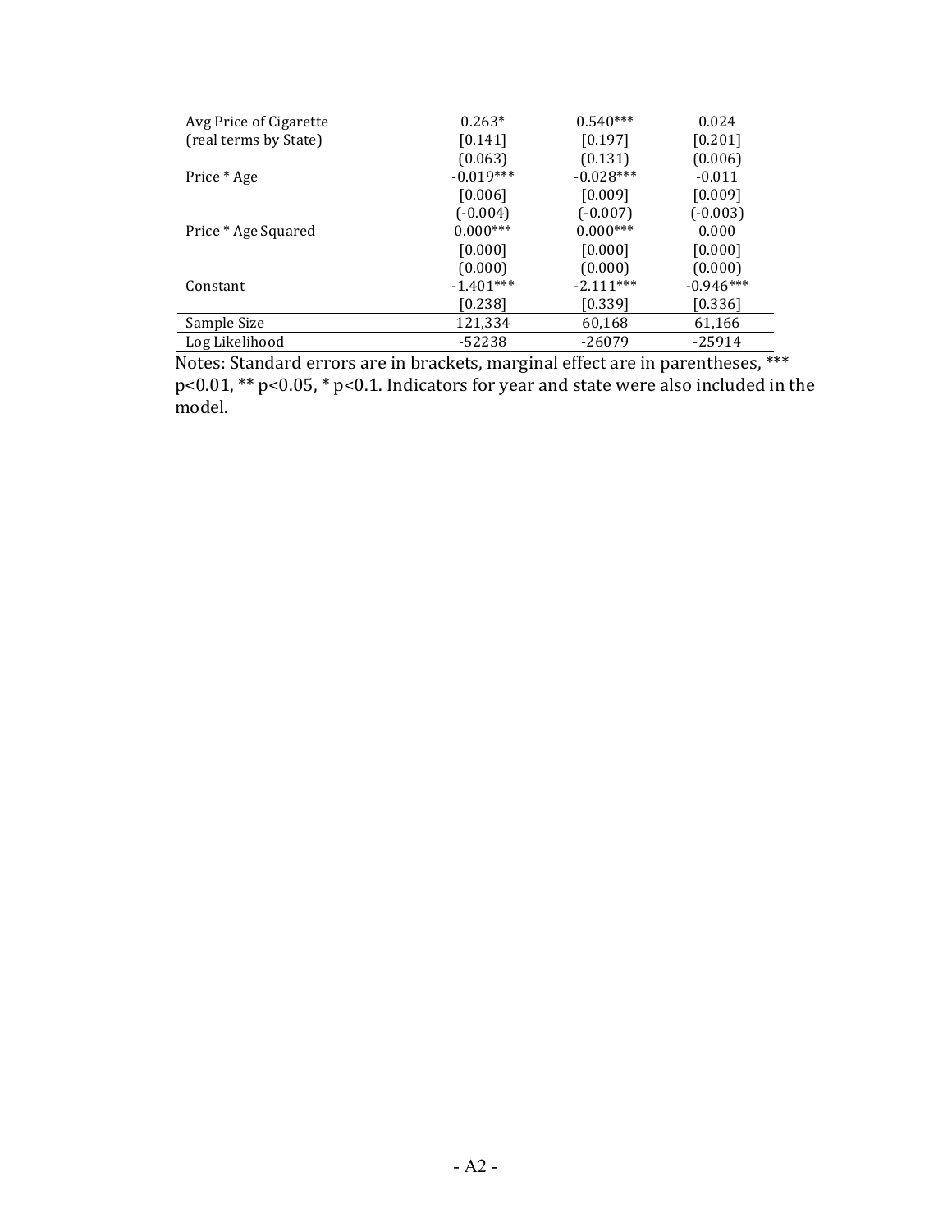| | | | |
|---|---|---|---|
| Avg Price of Cigarette | 0.263* | 0.540*** | 0.024 |
| (real terms by State) | [0.141] | [0.197] | [0.201] |
| | (0.063) | (0.131) | (0.006) |
| Price * Age | -0.019*** | -0.028*** | -0.011 |
| | [0.006] | [0.009] | [0.009] |
| | (-0.004) | (-0.007) | (-0.003) |
| Price * Age Squared | 0.000*** | 0.000*** | 0.000 |
| | [0.000] | [0.000] | [0.000] |
| | (0.000) | (0.000) | (0.000) |
| Constant | -1.401*** | -2.111*** | -0.946*** |
| | [0.238] | [0.339] | [0.336] |
| Sample Size | 121,334 | 60,168 | 61,166 |
| Log Likelihood | -52238 | -26079 | -25914 |

Notes: Standard errors are in brackets, marginal effect are in parentheses, *** p<0.01, ** p<0.05, * p<0.1. Indicators for year and state were also included in the model.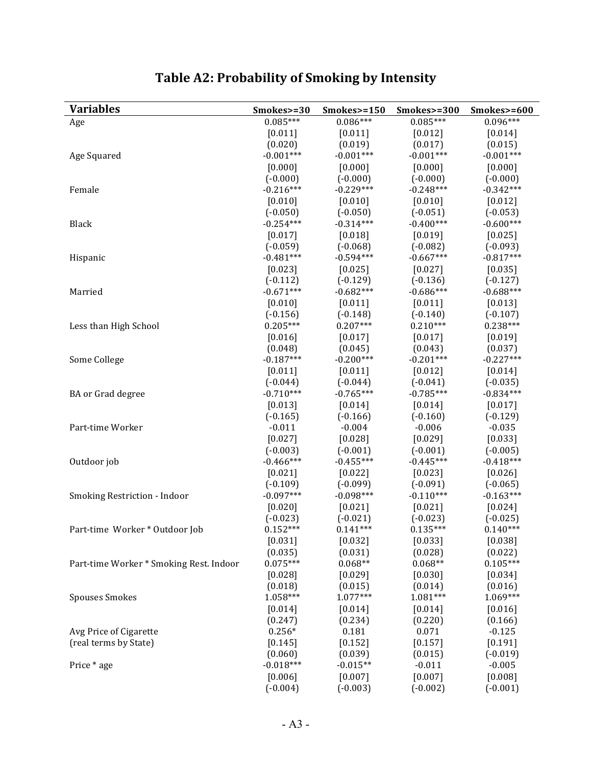# Table A2: Probability of Smoking by Intensity

| Variables | Smokes>=30 | Smokes>=150 | Smokes>=300 | Smokes>=600 |
|---|---|---|---|---|
| Age | 0.085*** | 0.086*** | 0.085*** | 0.096*** |
| | [0.011] | [0.011] | [0.012] | [0.014] |
| | (0.020) | (0.019) | (0.017) | (0.015) |
| Age Squared | -0.001*** | -0.001*** | -0.001*** | -0.001*** |
| | [0.000] | [0.000] | [0.000] | [0.000] |
| | (-0.000) | (-0.000) | (-0.000) | (-0.000) |
| Female | -0.216*** | -0.229*** | -0.248*** | -0.342*** |
| | [0.010] | [0.010] | [0.010] | [0.012] |
| | (-0.050) | (-0.050) | (-0.051) | (-0.053) |
| Black | -0.254*** | -0.314*** | -0.400*** | -0.600*** |
| | [0.017] | [0.018] | [0.019] | [0.025] |
| | (-0.059) | (-0.068) | (-0.082) | (-0.093) |
| Hispanic | -0.481*** | -0.594*** | -0.667*** | -0.817*** |
| | [0.023] | [0.025] | [0.027] | [0.035] |
| | (-0.112) | (-0.129) | (-0.136) | (-0.127) |
| Married | -0.671*** | -0.682*** | -0.686*** | -0.688*** |
| | [0.010] | [0.011] | [0.011] | [0.013] |
| | (-0.156) | (-0.148) | (-0.140) | (-0.107) |
| Less than High School | 0.205*** | 0.207*** | 0.210*** | 0.238*** |
| | [0.016] | [0.017] | [0.017] | [0.019] |
| | (0.048) | (0.045) | (0.043) | (0.037) |
| Some College | -0.187*** | -0.200*** | -0.201*** | -0.227*** |
| | [0.011] | [0.011] | [0.012] | [0.014] |
| | (-0.044) | (-0.044) | (-0.041) | (-0.035) |
| BA or Grad degree | -0.710*** | -0.765*** | -0.785*** | -0.834*** |
| | [0.013] | [0.014] | [0.014] | [0.017] |
| | (-0.165) | (-0.166) | (-0.160) | (-0.129) |
| Part-time Worker | -0.011 | -0.004 | -0.006 | -0.035 |
| | [0.027] | [0.028] | [0.029] | [0.033] |
| | (-0.003) | (-0.001) | (-0.001) | (-0.005) |
| Outdoor job | -0.466*** | -0.455*** | -0.445*** | -0.418*** |
| | [0.021] | [0.022] | [0.023] | [0.026] |
| | (-0.109) | (-0.099) | (-0.091) | (-0.065) |
| Smoking Restriction - Indoor | -0.097*** | -0.098*** | -0.110*** | -0.163*** |
| | [0.020] | [0.021] | [0.021] | [0.024] |
| | (-0.023) | (-0.021) | (-0.023) | (-0.025) |
| Part-time Worker * Outdoor Job | 0.152*** | 0.141*** | 0.135*** | 0.140*** |
| | [0.031] | [0.032] | [0.033] | [0.038] |
| | (0.035) | (0.031) | (0.028) | (0.022) |
| Part-time Worker * Smoking Rest. Indoor | 0.075*** | 0.068** | 0.068** | 0.105*** |
| | [0.028] | [0.029] | [0.030] | [0.034] |
| | (0.018) | (0.015) | (0.014) | (0.016) |
| Spouses Smokes | 1.058*** | 1.077*** | 1.081*** | 1.069*** |
| | [0.014] | [0.014] | [0.014] | [0.016] |
| | (0.247) | (0.234) | (0.220) | (0.166) |
| Avg Price of Cigarette (real terms by State) | 0.256* | 0.181 | 0.071 | -0.125 |
| | [0.145] | [0.152] | [0.157] | [0.191] |
| | (0.060) | (0.039) | (0.015) | (-0.019) |
| Price * age | -0.018*** | -0.015** | -0.011 | -0.005 |
| | [0.006] | [0.007] | [0.007] | [0.008] |
| | (-0.004) | (-0.003) | (-0.002) | (-0.001) |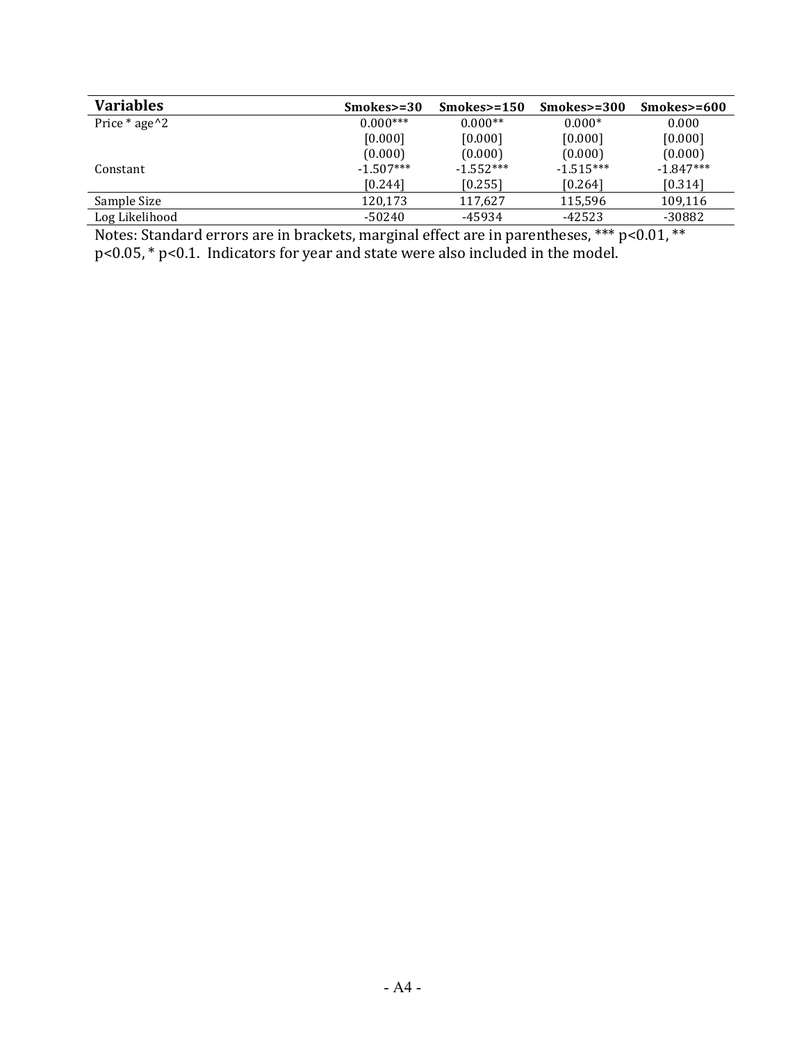| Variables | Smokes>=30 | Smokes>=150 | Smokes>=300 | Smokes>=600 |
|---|---|---|---|---|
| Price * age^2 | 0.000*** | 0.000** | 0.000* | 0.000 |
| | [0.000] | [0.000] | [0.000] | [0.000] |
| | (0.000) | (0.000) | (0.000) | (0.000) |
| Constant | -1.507*** | -1.552*** | -1.515*** | -1.847*** |
| | [0.244] | [0.255] | [0.264] | [0.314] |
| Sample Size | 120,173 | 117,627 | 115,596 | 109,116 |
| Log Likelihood | -50240 | -45934 | -42523 | -30882 |

Notes: Standard errors are in brackets, marginal effect are in parentheses, *** p<0.01, ** p<0.05, * p<0.1. Indicators for year and state were also included in the model.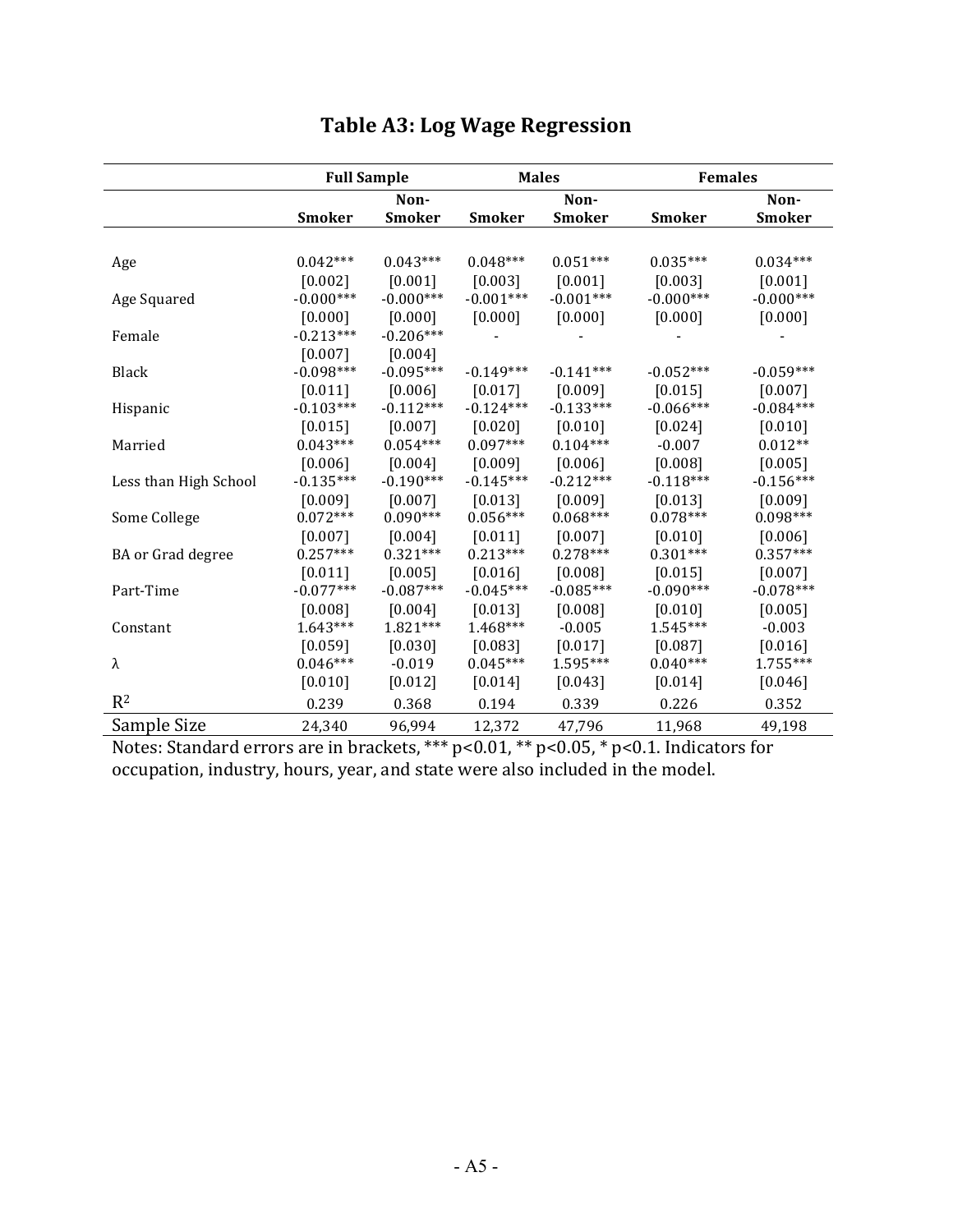## Table A3: Log Wage Regression

| | Full Sample | | Males | | Females | |
|---|---|---|---|---|---|---|
| | Smoker | Non-Smoker | Smoker | Non-Smoker | Smoker | Non-Smoker |
| Age | 0.042*** | 0.043*** | 0.048*** | 0.051*** | 0.035*** | 0.034*** |
| | [0.002] | [0.001] | [0.003] | [0.001] | [0.003] | [0.001] |
| Age Squared | -0.000*** | -0.000*** | -0.001*** | -0.001*** | -0.000*** | -0.000*** |
| | [0.000] | [0.000] | [0.000] | [0.000] | [0.000] | [0.000] |
| Female | -0.213*** | -0.206*** | - | - | - | - |
| | [0.007] | [0.004] | | | | |
| Black | -0.098*** | -0.095*** | -0.149*** | -0.141*** | -0.052*** | -0.059*** |
| | [0.011] | [0.006] | [0.017] | [0.009] | [0.015] | [0.007] |
| Hispanic | -0.103*** | -0.112*** | -0.124*** | -0.133*** | -0.066*** | -0.084*** |
| | [0.015] | [0.007] | [0.020] | [0.010] | [0.024] | [0.010] |
| Married | 0.043*** | 0.054*** | 0.097*** | 0.104*** | -0.007 | 0.012** |
| | [0.006] | [0.004] | [0.009] | [0.006] | [0.008] | [0.005] |
| Less than High School | -0.135*** | -0.190*** | -0.145*** | -0.212*** | -0.118*** | -0.156*** |
| | [0.009] | [0.007] | [0.013] | [0.009] | [0.013] | [0.009] |
| Some College | 0.072*** | 0.090*** | 0.056*** | 0.068*** | 0.078*** | 0.098*** |
| | [0.007] | [0.004] | [0.011] | [0.007] | [0.010] | [0.006] |
| BA or Grad degree | 0.257*** | 0.321*** | 0.213*** | 0.278*** | 0.301*** | 0.357*** |
| | [0.011] | [0.005] | [0.016] | [0.008] | [0.015] | [0.007] |
| Part-Time | -0.077*** | -0.087*** | -0.045*** | -0.085*** | -0.090*** | -0.078*** |
| | [0.008] | [0.004] | [0.013] | [0.008] | [0.010] | [0.005] |
| Constant | 1.643*** | 1.821*** | 1.468*** | -0.005 | 1.545*** | -0.003 |
| | [0.059] | [0.030] | [0.083] | [0.017] | [0.087] | [0.016] |
| λ | 0.046*** | -0.019 | 0.045*** | 1.595*** | 0.040*** | 1.755*** |
| | [0.010] | [0.012] | [0.014] | [0.043] | [0.014] | [0.046] |
| $R^2$ | 0.239 | 0.368 | 0.194 | 0.339 | 0.226 | 0.352 |
| Sample Size | 24,340 | 96,994 | 12,372 | 47,796 | 11,968 | 49,198 |

Notes: Standard errors are in brackets, *** p<0.01, ** p<0.05, * p<0.1. Indicators for occupation, industry, hours, year, and state were also included in the model.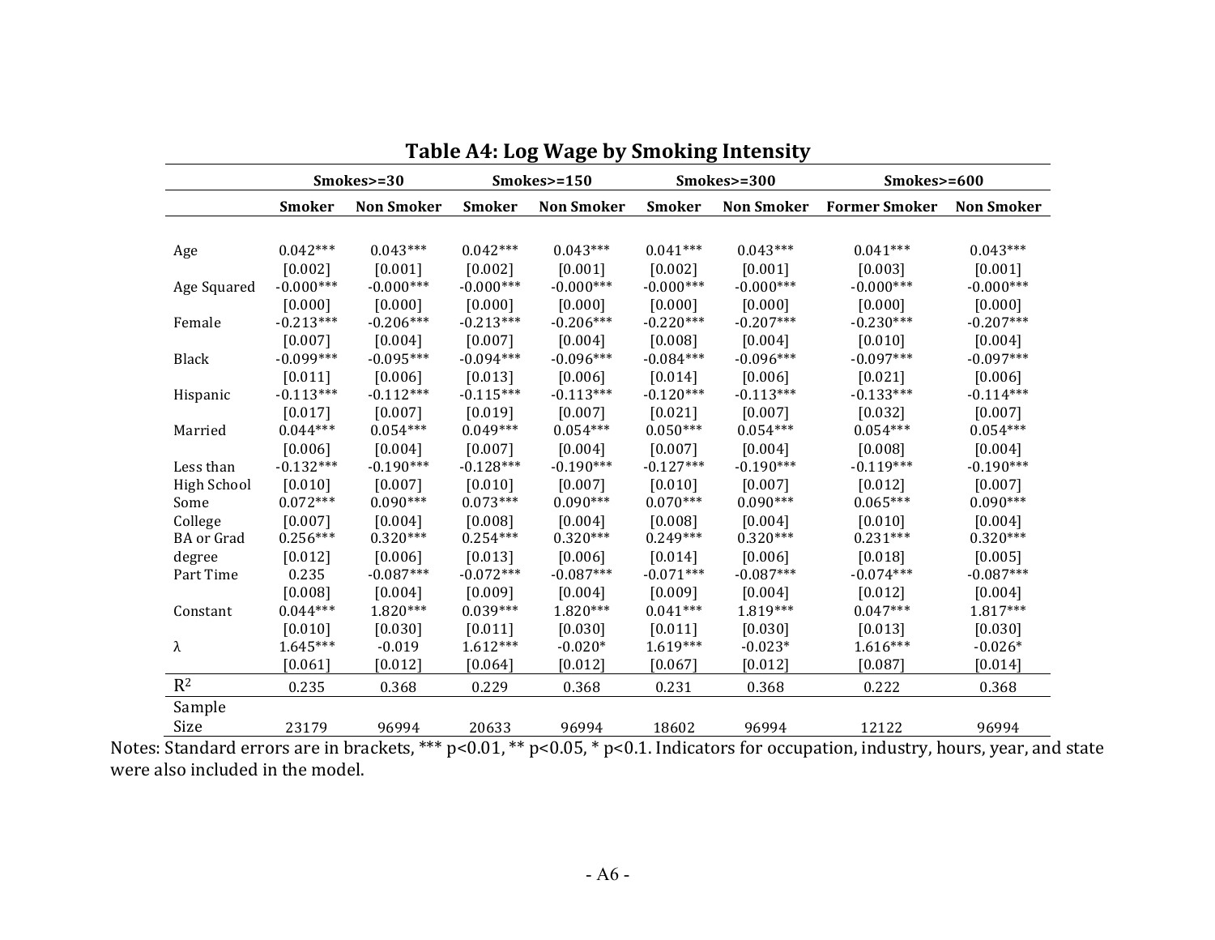## Table A4: Log Wage by Smoking Intensity

| | Smokes>=30 | | Smokes>=150 | | Smokes>=300 | | Smokes>=600 | |
|---|---|---|---|---|---|---|---|---|
| | Smoker | Non Smoker | Smoker | Non Smoker | Smoker | Non Smoker | Former Smoker | Non Smoker |
| Age | 0.042*** | 0.043*** | 0.042*** | 0.043*** | 0.041*** | 0.043*** | 0.041*** | 0.043*** |
| | [0.002] | [0.001] | [0.002] | [0.001] | [0.002] | [0.001] | [0.003] | [0.001] |
| Age Squared | -0.000*** | -0.000*** | -0.000*** | -0.000*** | -0.000*** | -0.000*** | -0.000*** | -0.000*** |
| | [0.000] | [0.000] | [0.000] | [0.000] | [0.000] | [0.000] | [0.000] | [0.000] |
| Female | -0.213*** | -0.206*** | -0.213*** | -0.206*** | -0.220*** | -0.207*** | -0.230*** | -0.207*** |
| | [0.007] | [0.004] | [0.007] | [0.004] | [0.008] | [0.004] | [0.010] | [0.004] |
| Black | -0.099*** | -0.095*** | -0.094*** | -0.096*** | -0.084*** | -0.096*** | -0.097*** | -0.097*** |
| | [0.011] | [0.006] | [0.013] | [0.006] | [0.014] | [0.006] | [0.021] | [0.006] |
| Hispanic | -0.113*** | -0.112*** | -0.115*** | -0.113*** | -0.120*** | -0.113*** | -0.133*** | -0.114*** |
| | [0.017] | [0.007] | [0.019] | [0.007] | [0.021] | [0.007] | [0.032] | [0.007] |
| Married | 0.044*** | 0.054*** | 0.049*** | 0.054*** | 0.050*** | 0.054*** | 0.054*** | 0.054*** |
| | [0.006] | [0.004] | [0.007] | [0.004] | [0.007] | [0.004] | [0.008] | [0.004] |
| Less than High School | -0.132*** | -0.190*** | -0.128*** | -0.190*** | -0.127*** | -0.190*** | -0.119*** | -0.190*** |
| | [0.010] | [0.007] | [0.010] | [0.007] | [0.010] | [0.007] | [0.012] | [0.007] |
| Some College | 0.072*** | 0.090*** | 0.073*** | 0.090*** | 0.070*** | 0.090*** | 0.065*** | 0.090*** |
| | [0.007] | [0.004] | [0.008] | [0.004] | [0.008] | [0.004] | [0.010] | [0.004] |
| BA or Grad degree | 0.256*** | 0.320*** | 0.254*** | 0.320*** | 0.249*** | 0.320*** | 0.231*** | 0.320*** |
| | [0.012] | [0.006] | [0.013] | [0.006] | [0.014] | [0.006] | [0.018] | [0.005] |
| Part Time | 0.235 | -0.087*** | -0.072*** | -0.087*** | -0.071*** | -0.087*** | -0.074*** | -0.087*** |
| | [0.008] | [0.004] | [0.009] | [0.004] | [0.009] | [0.004] | [0.012] | [0.004] |
| Constant | 0.044*** | 1.820*** | 0.039*** | 1.820*** | 0.041*** | 1.819*** | 0.047*** | 1.817*** |
| | [0.010] | [0.030] | [0.011] | [0.030] | [0.011] | [0.030] | [0.013] | [0.030] |
| λ | 1.645*** | -0.019 | 1.612*** | -0.020* | 1.619*** | -0.023* | 1.616*** | -0.026* |
| | [0.061] | [0.012] | [0.064] | [0.012] | [0.067] | [0.012] | [0.087] | [0.014] |
| $R^2$ | 0.235 | 0.368 | 0.229 | 0.368 | 0.231 | 0.368 | 0.222 | 0.368 |
| Sample Size | 23179 | 96994 | 20633 | 96994 | 18602 | 96994 | 12122 | 96994 |

Notes: Standard errors are in brackets, *** p<0.01, ** p<0.05, * p<0.1. Indicators for occupation, industry, hours, year, and state were also included in the model.